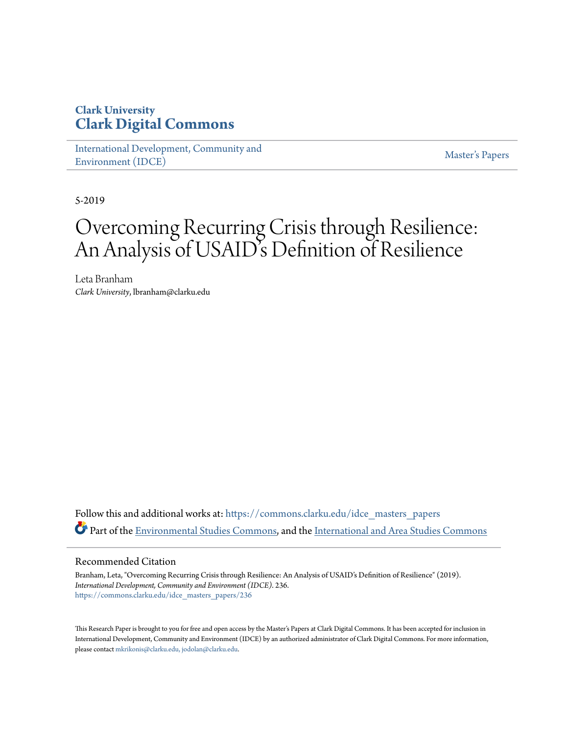Clark University

# Clark Digital Commons

International Development, Community and Environment (IDCE)

Master's Papers

5-2019

# Overcoming Recurring Crisis through Resilience: An Analysis of USAID's Definition of Resilience

Leta Branham
*Clark University*, lbranham@clarku.edu

Follow this and additional works at: https://commons.clarku.edu/idce_masters_papers

Part of the Environmental Studies Commons, and the International and Area Studies Commons

## Recommended Citation

Branham, Leta, "Overcoming Recurring Crisis through Resilience: An Analysis of USAID's Definition of Resilience" (2019). *International Development, Community and Environment (IDCE)*. 236.
https://commons.clarku.edu/idce_masters_papers/236

This Research Paper is brought to you for free and open access by the Master's Papers at Clark Digital Commons. It has been accepted for inclusion in International Development, Community and Environment (IDCE) by an authorized administrator of Clark Digital Commons. For more information, please contact mkrikonis@clarku.edu, jodolan@clarku.edu.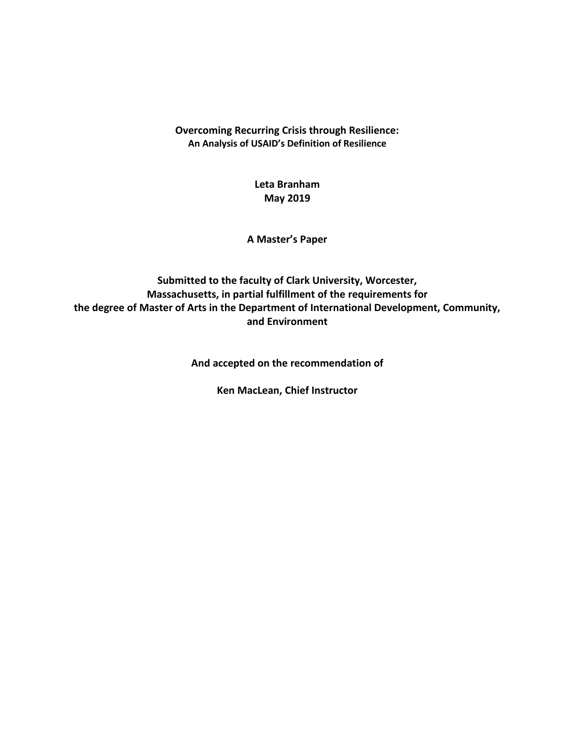**Overcoming Recurring Crisis through Resilience:**
**An Analysis of USAID's Definition of Resilience**

**Leta Branham**
**May 2019**

**A Master's Paper**

**Submitted to the faculty of Clark University, Worcester, Massachusetts, in partial fulfillment of the requirements for the degree of Master of Arts in the Department of International Development, Community, and Environment**

**And accepted on the recommendation of**

**Ken MacLean, Chief Instructor**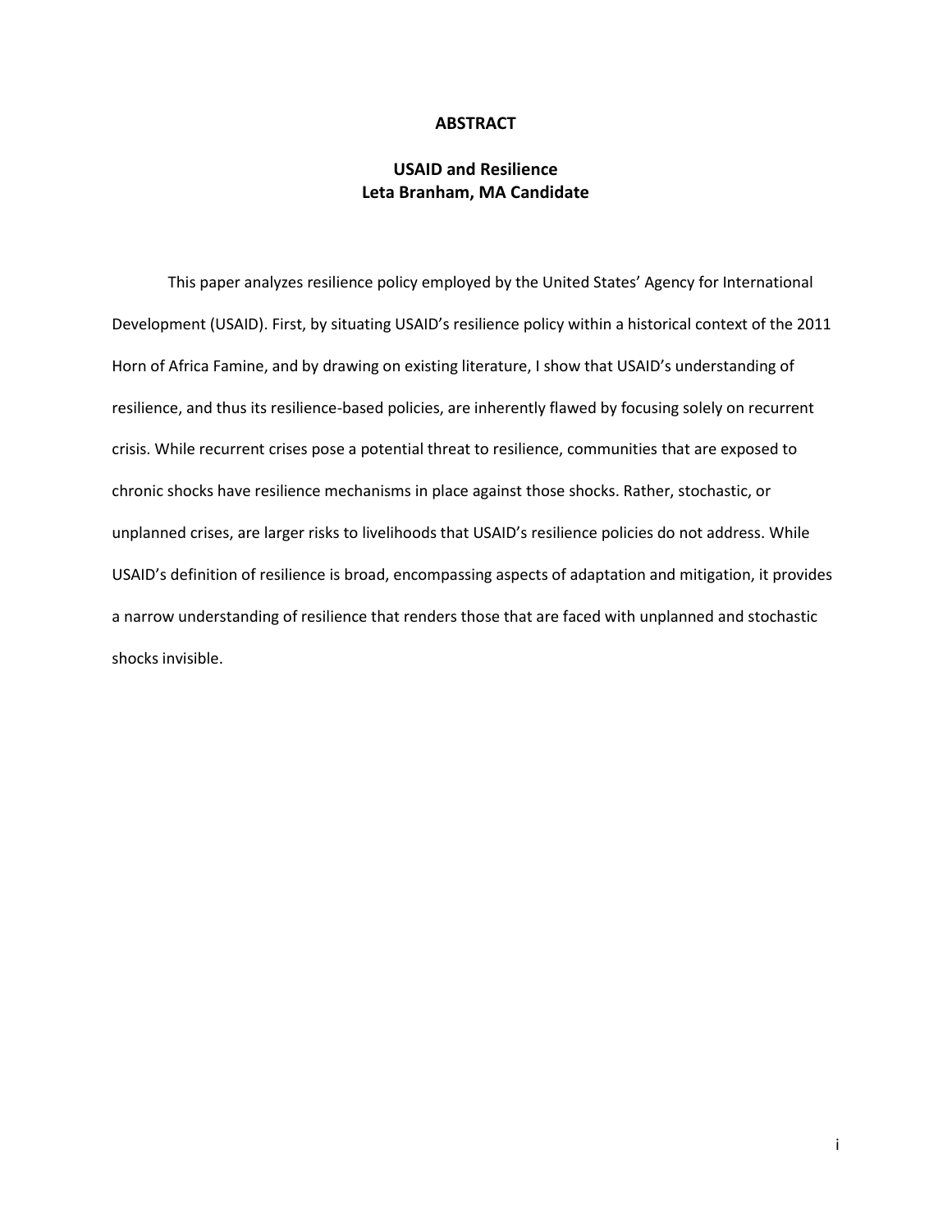# ABSTRACT

## USAID and Resilience
**Leta Branham, MA Candidate**

This paper analyzes resilience policy employed by the United States' Agency for International Development (USAID). First, by situating USAID's resilience policy within a historical context of the 2011 Horn of Africa Famine, and by drawing on existing literature, I show that USAID's understanding of resilience, and thus its resilience-based policies, are inherently flawed by focusing solely on recurrent crisis. While recurrent crises pose a potential threat to resilience, communities that are exposed to chronic shocks have resilience mechanisms in place against those shocks. Rather, stochastic, or unplanned crises, are larger risks to livelihoods that USAID's resilience policies do not address. While USAID's definition of resilience is broad, encompassing aspects of adaptation and mitigation, it provides a narrow understanding of resilience that renders those that are faced with unplanned and stochastic shocks invisible.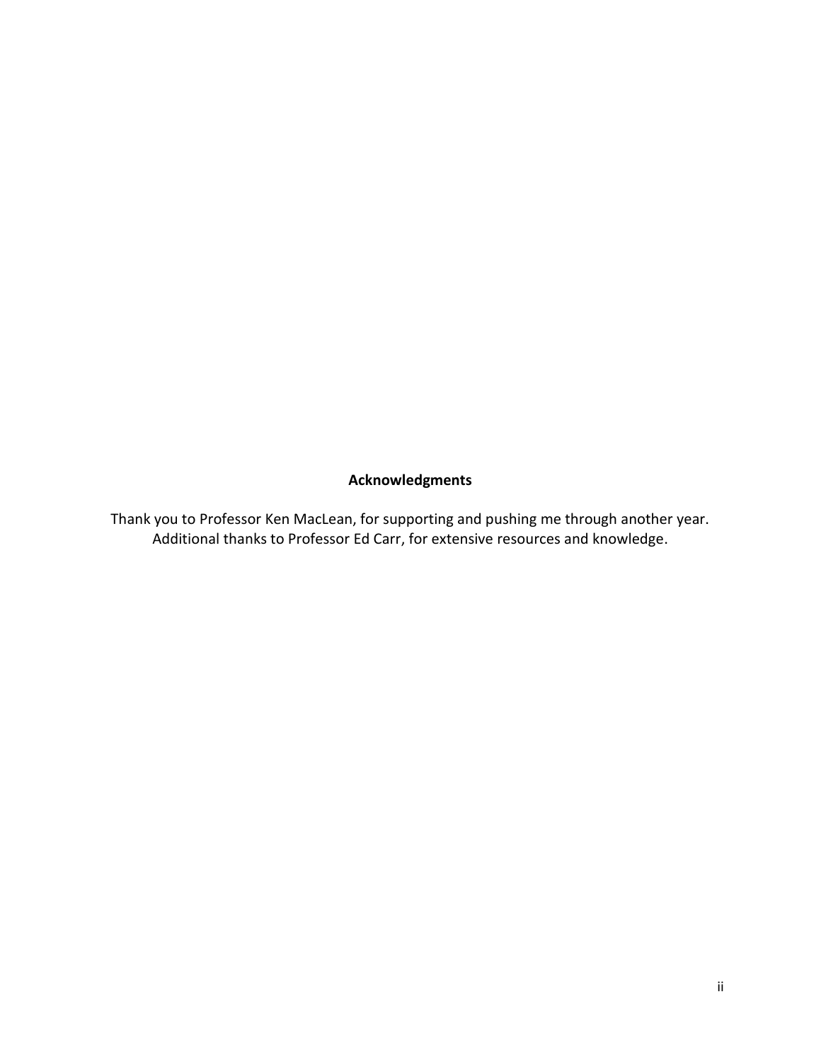## Acknowledgments

Thank you to Professor Ken MacLean, for supporting and pushing me through another year. Additional thanks to Professor Ed Carr, for extensive resources and knowledge.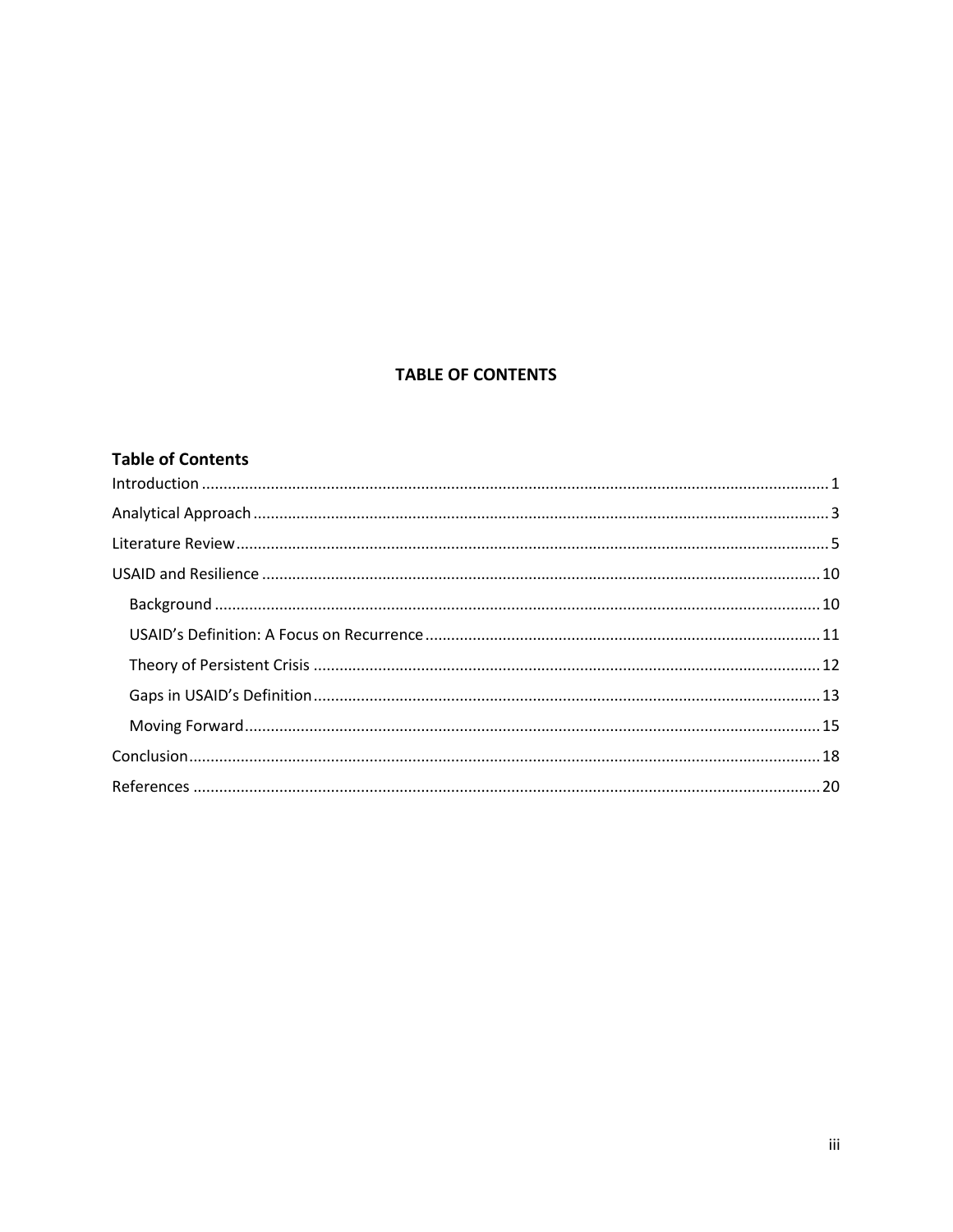# TABLE OF CONTENTS

## Table of Contents

- Introduction ........ 1
- Analytical Approach ........ 3
- Literature Review ........ 5
- USAID and Resilience ........ 10
  - Background ........ 10
  - USAID's Definition: A Focus on Recurrence ........ 11
  - Theory of Persistent Crisis ........ 12
  - Gaps in USAID's Definition ........ 13
  - Moving Forward ........ 15
- Conclusion ........ 18
- References ........ 20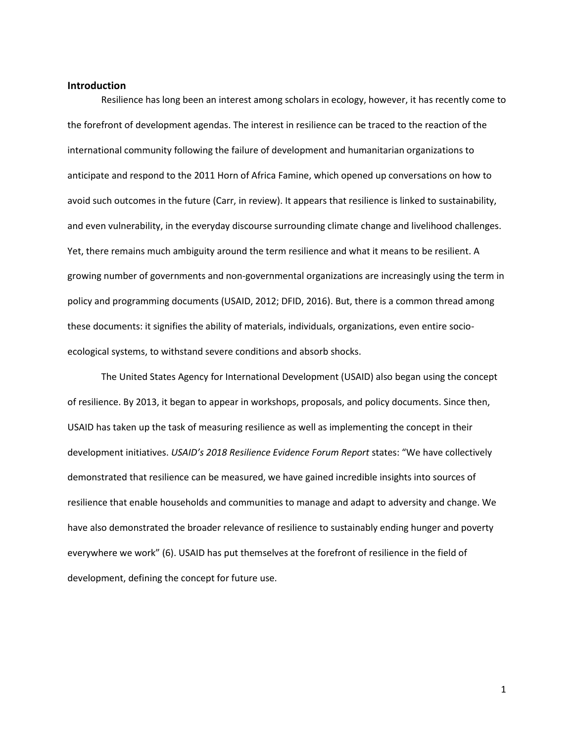## Introduction

Resilience has long been an interest among scholars in ecology, however, it has recently come to the forefront of development agendas. The interest in resilience can be traced to the reaction of the international community following the failure of development and humanitarian organizations to anticipate and respond to the 2011 Horn of Africa Famine, which opened up conversations on how to avoid such outcomes in the future (Carr, in review). It appears that resilience is linked to sustainability, and even vulnerability, in the everyday discourse surrounding climate change and livelihood challenges. Yet, there remains much ambiguity around the term resilience and what it means to be resilient. A growing number of governments and non-governmental organizations are increasingly using the term in policy and programming documents (USAID, 2012; DFID, 2016). But, there is a common thread among these documents: it signifies the ability of materials, individuals, organizations, even entire socio-ecological systems, to withstand severe conditions and absorb shocks.

The United States Agency for International Development (USAID) also began using the concept of resilience. By 2013, it began to appear in workshops, proposals, and policy documents. Since then, USAID has taken up the task of measuring resilience as well as implementing the concept in their development initiatives. *USAID's 2018 Resilience Evidence Forum Report* states: "We have collectively demonstrated that resilience can be measured, we have gained incredible insights into sources of resilience that enable households and communities to manage and adapt to adversity and change. We have also demonstrated the broader relevance of resilience to sustainably ending hunger and poverty everywhere we work" (6). USAID has put themselves at the forefront of resilience in the field of development, defining the concept for future use.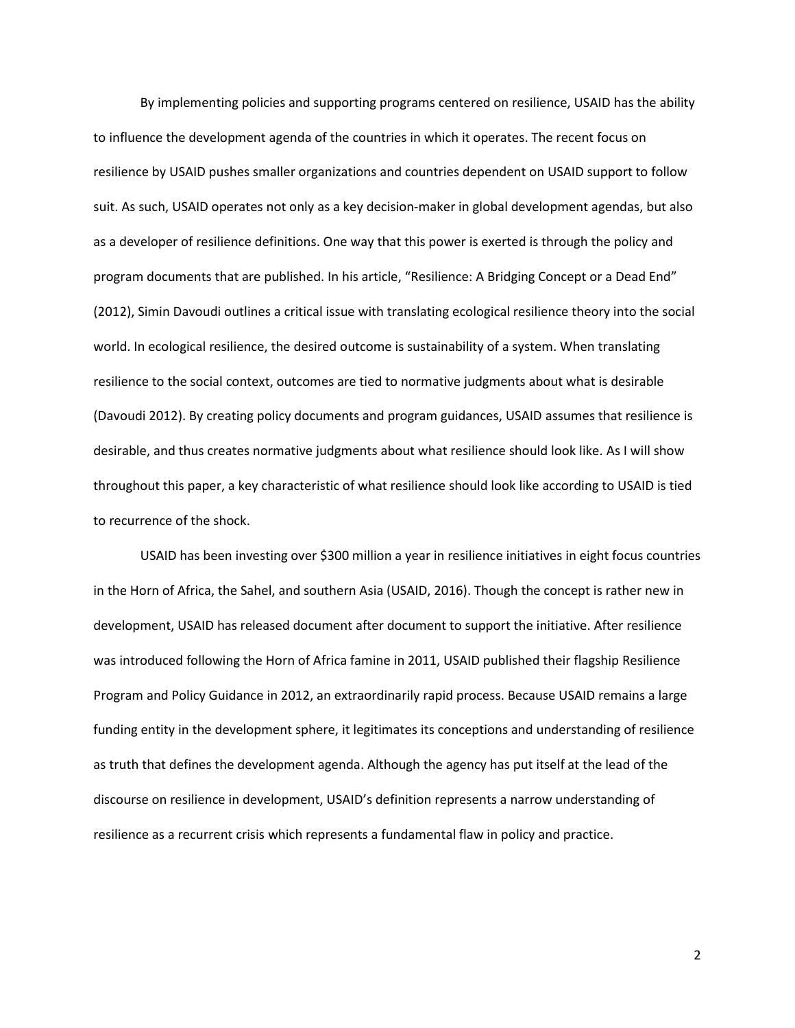By implementing policies and supporting programs centered on resilience, USAID has the ability to influence the development agenda of the countries in which it operates. The recent focus on resilience by USAID pushes smaller organizations and countries dependent on USAID support to follow suit. As such, USAID operates not only as a key decision-maker in global development agendas, but also as a developer of resilience definitions. One way that this power is exerted is through the policy and program documents that are published. In his article, "Resilience: A Bridging Concept or a Dead End" (2012), Simin Davoudi outlines a critical issue with translating ecological resilience theory into the social world. In ecological resilience, the desired outcome is sustainability of a system. When translating resilience to the social context, outcomes are tied to normative judgments about what is desirable (Davoudi 2012). By creating policy documents and program guidances, USAID assumes that resilience is desirable, and thus creates normative judgments about what resilience should look like. As I will show throughout this paper, a key characteristic of what resilience should look like according to USAID is tied to recurrence of the shock.

USAID has been investing over $300 million a year in resilience initiatives in eight focus countries in the Horn of Africa, the Sahel, and southern Asia (USAID, 2016). Though the concept is rather new in development, USAID has released document after document to support the initiative. After resilience was introduced following the Horn of Africa famine in 2011, USAID published their flagship Resilience Program and Policy Guidance in 2012, an extraordinarily rapid process. Because USAID remains a large funding entity in the development sphere, it legitimates its conceptions and understanding of resilience as truth that defines the development agenda. Although the agency has put itself at the lead of the discourse on resilience in development, USAID's definition represents a narrow understanding of resilience as a recurrent crisis which represents a fundamental flaw in policy and practice.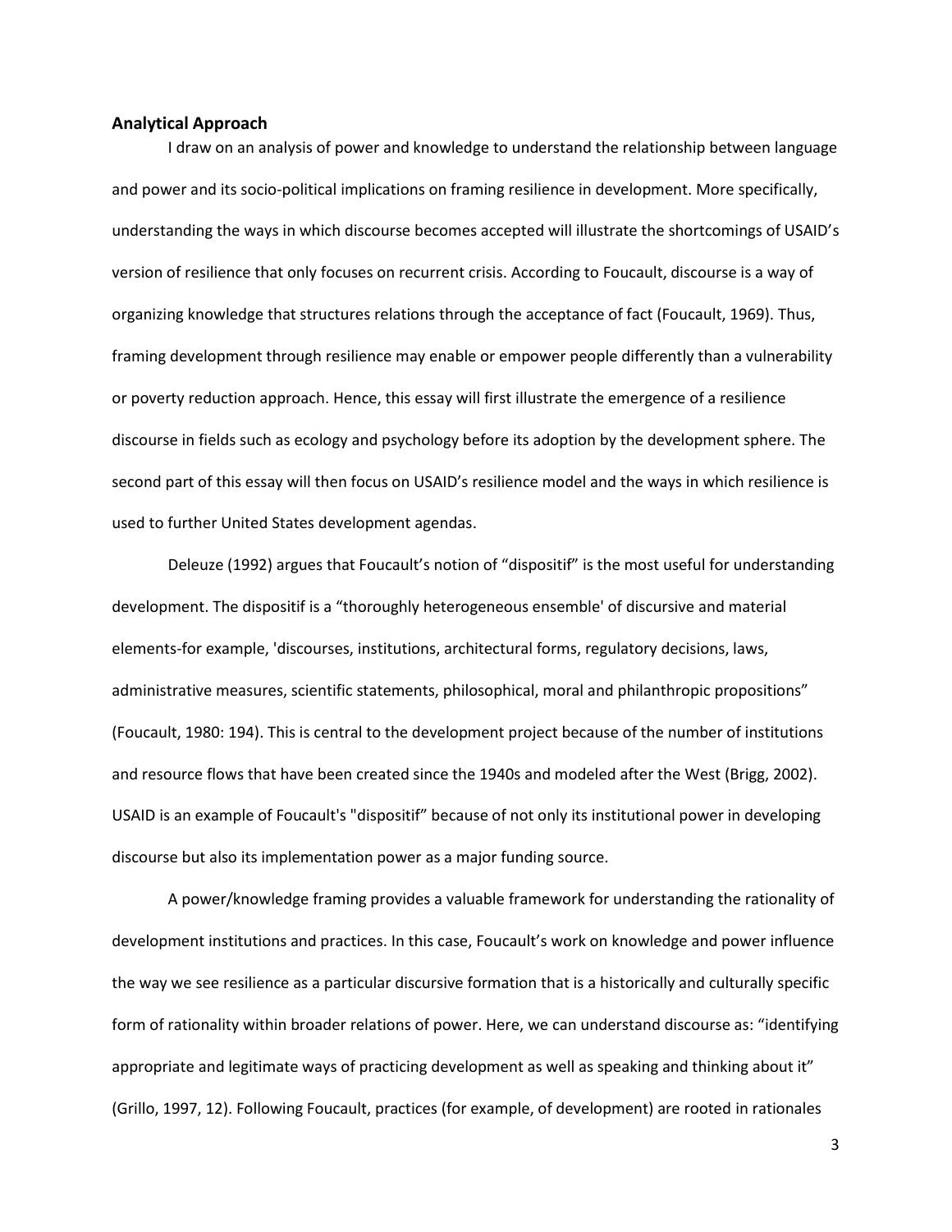### Analytical Approach

I draw on an analysis of power and knowledge to understand the relationship between language and power and its socio-political implications on framing resilience in development. More specifically, understanding the ways in which discourse becomes accepted will illustrate the shortcomings of USAID's version of resilience that only focuses on recurrent crisis. According to Foucault, discourse is a way of organizing knowledge that structures relations through the acceptance of fact (Foucault, 1969). Thus, framing development through resilience may enable or empower people differently than a vulnerability or poverty reduction approach. Hence, this essay will first illustrate the emergence of a resilience discourse in fields such as ecology and psychology before its adoption by the development sphere. The second part of this essay will then focus on USAID's resilience model and the ways in which resilience is used to further United States development agendas.

Deleuze (1992) argues that Foucault's notion of "dispositif" is the most useful for understanding development. The dispositif is a "thoroughly heterogeneous ensemble' of discursive and material elements-for example, 'discourses, institutions, architectural forms, regulatory decisions, laws, administrative measures, scientific statements, philosophical, moral and philanthropic propositions" (Foucault, 1980: 194). This is central to the development project because of the number of institutions and resource flows that have been created since the 1940s and modeled after the West (Brigg, 2002). USAID is an example of Foucault's "dispositif" because of not only its institutional power in developing discourse but also its implementation power as a major funding source.

A power/knowledge framing provides a valuable framework for understanding the rationality of development institutions and practices. In this case, Foucault's work on knowledge and power influence the way we see resilience as a particular discursive formation that is a historically and culturally specific form of rationality within broader relations of power. Here, we can understand discourse as: "identifying appropriate and legitimate ways of practicing development as well as speaking and thinking about it" (Grillo, 1997, 12). Following Foucault, practices (for example, of development) are rooted in rationales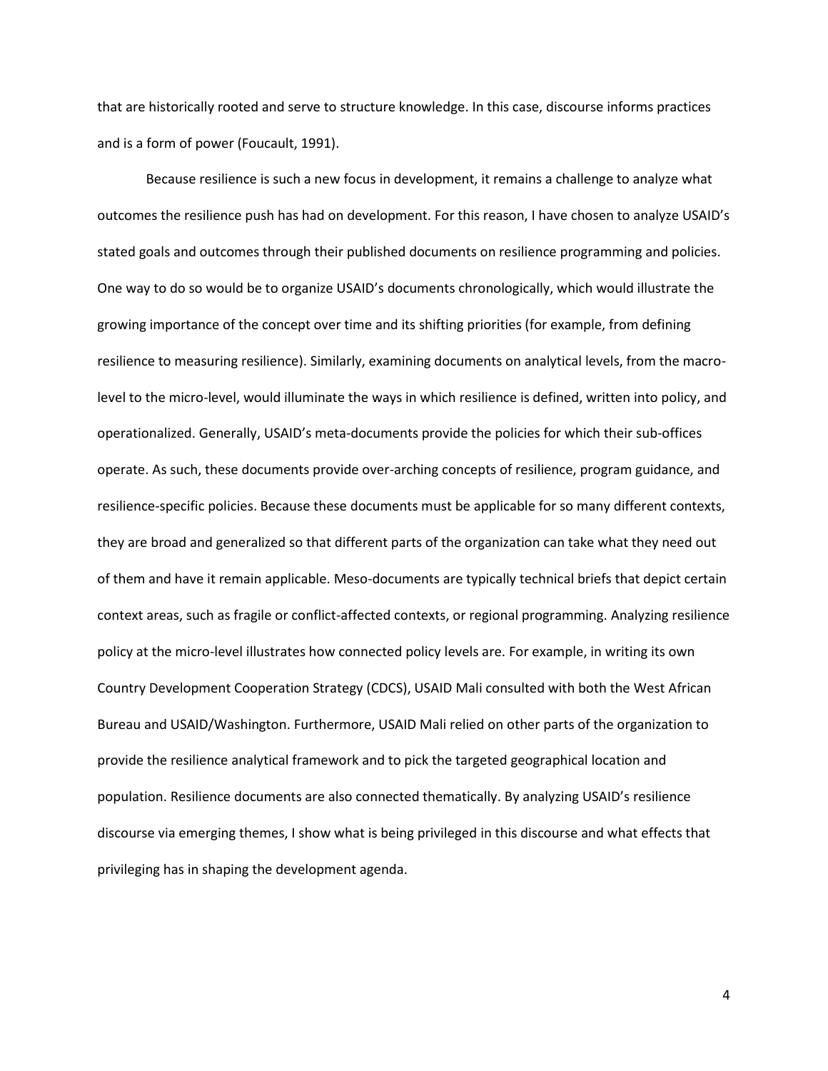that are historically rooted and serve to structure knowledge. In this case, discourse informs practices and is a form of power (Foucault, 1991).

Because resilience is such a new focus in development, it remains a challenge to analyze what outcomes the resilience push has had on development. For this reason, I have chosen to analyze USAID's stated goals and outcomes through their published documents on resilience programming and policies. One way to do so would be to organize USAID's documents chronologically, which would illustrate the growing importance of the concept over time and its shifting priorities (for example, from defining resilience to measuring resilience). Similarly, examining documents on analytical levels, from the macro-level to the micro-level, would illuminate the ways in which resilience is defined, written into policy, and operationalized. Generally, USAID's meta-documents provide the policies for which their sub-offices operate. As such, these documents provide over-arching concepts of resilience, program guidance, and resilience-specific policies. Because these documents must be applicable for so many different contexts, they are broad and generalized so that different parts of the organization can take what they need out of them and have it remain applicable. Meso-documents are typically technical briefs that depict certain context areas, such as fragile or conflict-affected contexts, or regional programming. Analyzing resilience policy at the micro-level illustrates how connected policy levels are. For example, in writing its own Country Development Cooperation Strategy (CDCS), USAID Mali consulted with both the West African Bureau and USAID/Washington. Furthermore, USAID Mali relied on other parts of the organization to provide the resilience analytical framework and to pick the targeted geographical location and population. Resilience documents are also connected thematically. By analyzing USAID's resilience discourse via emerging themes, I show what is being privileged in this discourse and what effects that privileging has in shaping the development agenda.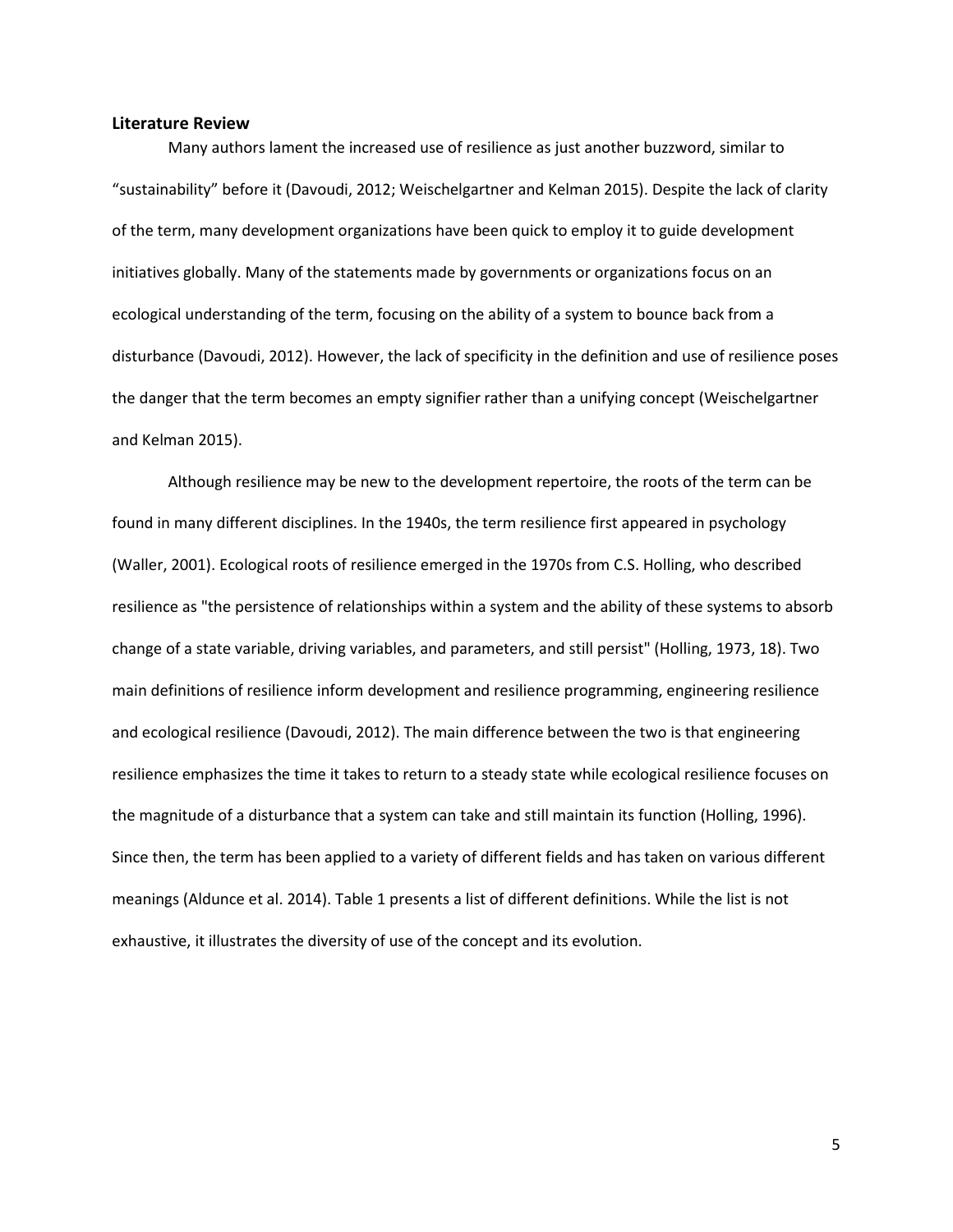## Literature Review

Many authors lament the increased use of resilience as just another buzzword, similar to "sustainability" before it (Davoudi, 2012; Weischelgartner and Kelman 2015). Despite the lack of clarity of the term, many development organizations have been quick to employ it to guide development initiatives globally. Many of the statements made by governments or organizations focus on an ecological understanding of the term, focusing on the ability of a system to bounce back from a disturbance (Davoudi, 2012). However, the lack of specificity in the definition and use of resilience poses the danger that the term becomes an empty signifier rather than a unifying concept (Weischelgartner and Kelman 2015).

Although resilience may be new to the development repertoire, the roots of the term can be found in many different disciplines. In the 1940s, the term resilience first appeared in psychology (Waller, 2001). Ecological roots of resilience emerged in the 1970s from C.S. Holling, who described resilience as "the persistence of relationships within a system and the ability of these systems to absorb change of a state variable, driving variables, and parameters, and still persist" (Holling, 1973, 18). Two main definitions of resilience inform development and resilience programming, engineering resilience and ecological resilience (Davoudi, 2012). The main difference between the two is that engineering resilience emphasizes the time it takes to return to a steady state while ecological resilience focuses on the magnitude of a disturbance that a system can take and still maintain its function (Holling, 1996). Since then, the term has been applied to a variety of different fields and has taken on various different meanings (Aldunce et al. 2014). Table 1 presents a list of different definitions. While the list is not exhaustive, it illustrates the diversity of use of the concept and its evolution.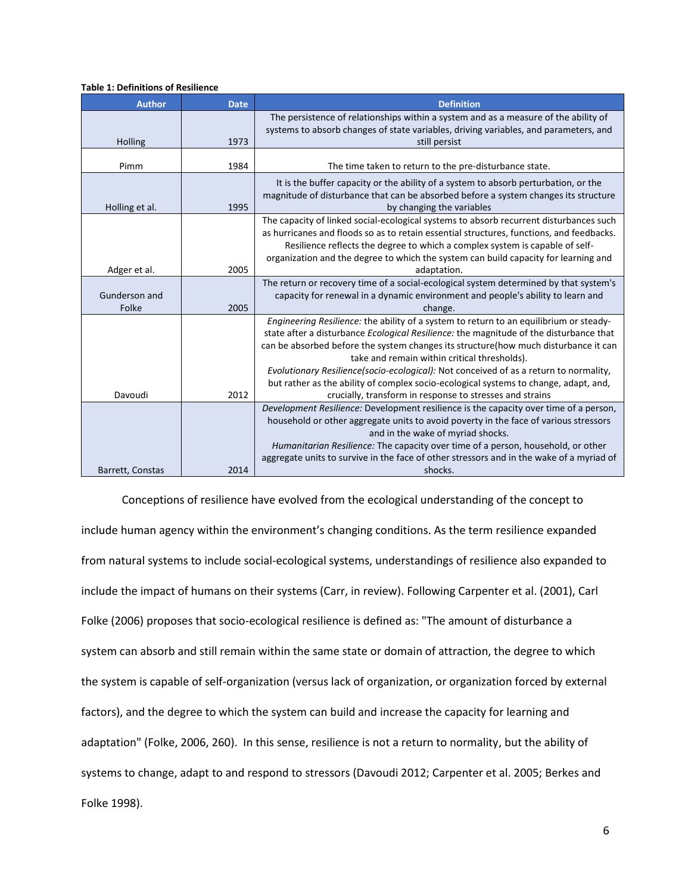**Table 1: Definitions of Resilience**

| Author | Date | Definition |
| --- | --- | --- |
| Holling | 1973 | The persistence of relationships within a system and as a measure of the ability of systems to absorb changes of state variables, driving variables, and parameters, and still persist |
| Pimm | 1984 | The time taken to return to the pre-disturbance state. |
| Holling et al. | 1995 | It is the buffer capacity or the ability of a system to absorb perturbation, or the magnitude of disturbance that can be absorbed before a system changes its structure by changing the variables |
| Adger et al. | 2005 | The capacity of linked social-ecological systems to absorb recurrent disturbances such as hurricanes and floods so as to retain essential structures, functions, and feedbacks. Resilience reflects the degree to which a complex system is capable of self-organization and the degree to which the system can build capacity for learning and adaptation. |
| Gunderson and Folke | 2005 | The return or recovery time of a social-ecological system determined by that system's capacity for renewal in a dynamic environment and people's ability to learn and change. |
| Davoudi | 2012 | *Engineering Resilience:* the ability of a system to return to an equilibrium or steady-state after a disturbance *Ecological Resilience:* the magnitude of the disturbance that can be absorbed before the system changes its structure(how much disturbance it can take and remain within critical thresholds). *Evolutionary Resilience(socio-ecological):* Not conceived of as a return to normality, but rather as the ability of complex socio-ecological systems to change, adapt, and, crucially, transform in response to stresses and strains |
| Barrett, Constas | 2014 | *Development Resilience:* Development resilience is the capacity over time of a person, household or other aggregate units to avoid poverty in the face of various stressors and in the wake of myriad shocks. *Humanitarian Resilience:* The capacity over time of a person, household, or other aggregate units to survive in the face of other stressors and in the wake of a myriad of shocks. |

Conceptions of resilience have evolved from the ecological understanding of the concept to include human agency within the environment's changing conditions. As the term resilience expanded from natural systems to include social-ecological systems, understandings of resilience also expanded to include the impact of humans on their systems (Carr, in review). Following Carpenter et al. (2001), Carl Folke (2006) proposes that socio-ecological resilience is defined as: "The amount of disturbance a system can absorb and still remain within the same state or domain of attraction, the degree to which the system is capable of self-organization (versus lack of organization, or organization forced by external factors), and the degree to which the system can build and increase the capacity for learning and adaptation" (Folke, 2006, 260). In this sense, resilience is not a return to normality, but the ability of systems to change, adapt to and respond to stressors (Davoudi 2012; Carpenter et al. 2005; Berkes and Folke 1998).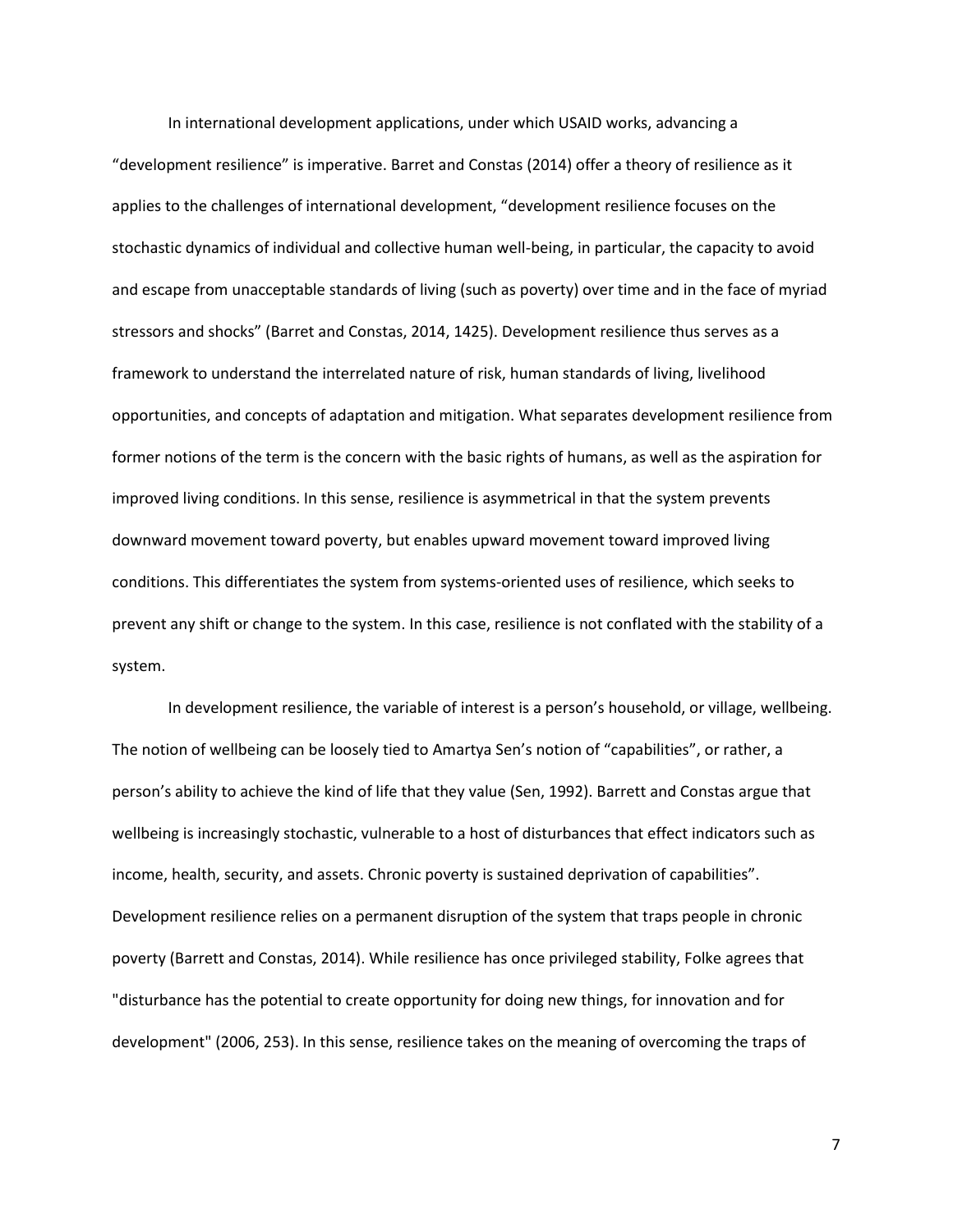In international development applications, under which USAID works, advancing a "development resilience" is imperative. Barret and Constas (2014) offer a theory of resilience as it applies to the challenges of international development, "development resilience focuses on the stochastic dynamics of individual and collective human well-being, in particular, the capacity to avoid and escape from unacceptable standards of living (such as poverty) over time and in the face of myriad stressors and shocks" (Barret and Constas, 2014, 1425). Development resilience thus serves as a framework to understand the interrelated nature of risk, human standards of living, livelihood opportunities, and concepts of adaptation and mitigation. What separates development resilience from former notions of the term is the concern with the basic rights of humans, as well as the aspiration for improved living conditions. In this sense, resilience is asymmetrical in that the system prevents downward movement toward poverty, but enables upward movement toward improved living conditions. This differentiates the system from systems-oriented uses of resilience, which seeks to prevent any shift or change to the system. In this case, resilience is not conflated with the stability of a system.

In development resilience, the variable of interest is a person's household, or village, wellbeing. The notion of wellbeing can be loosely tied to Amartya Sen's notion of "capabilities", or rather, a person's ability to achieve the kind of life that they value (Sen, 1992). Barrett and Constas argue that wellbeing is increasingly stochastic, vulnerable to a host of disturbances that effect indicators such as income, health, security, and assets. Chronic poverty is sustained deprivation of capabilities". Development resilience relies on a permanent disruption of the system that traps people in chronic poverty (Barrett and Constas, 2014). While resilience has once privileged stability, Folke agrees that "disturbance has the potential to create opportunity for doing new things, for innovation and for development" (2006, 253). In this sense, resilience takes on the meaning of overcoming the traps of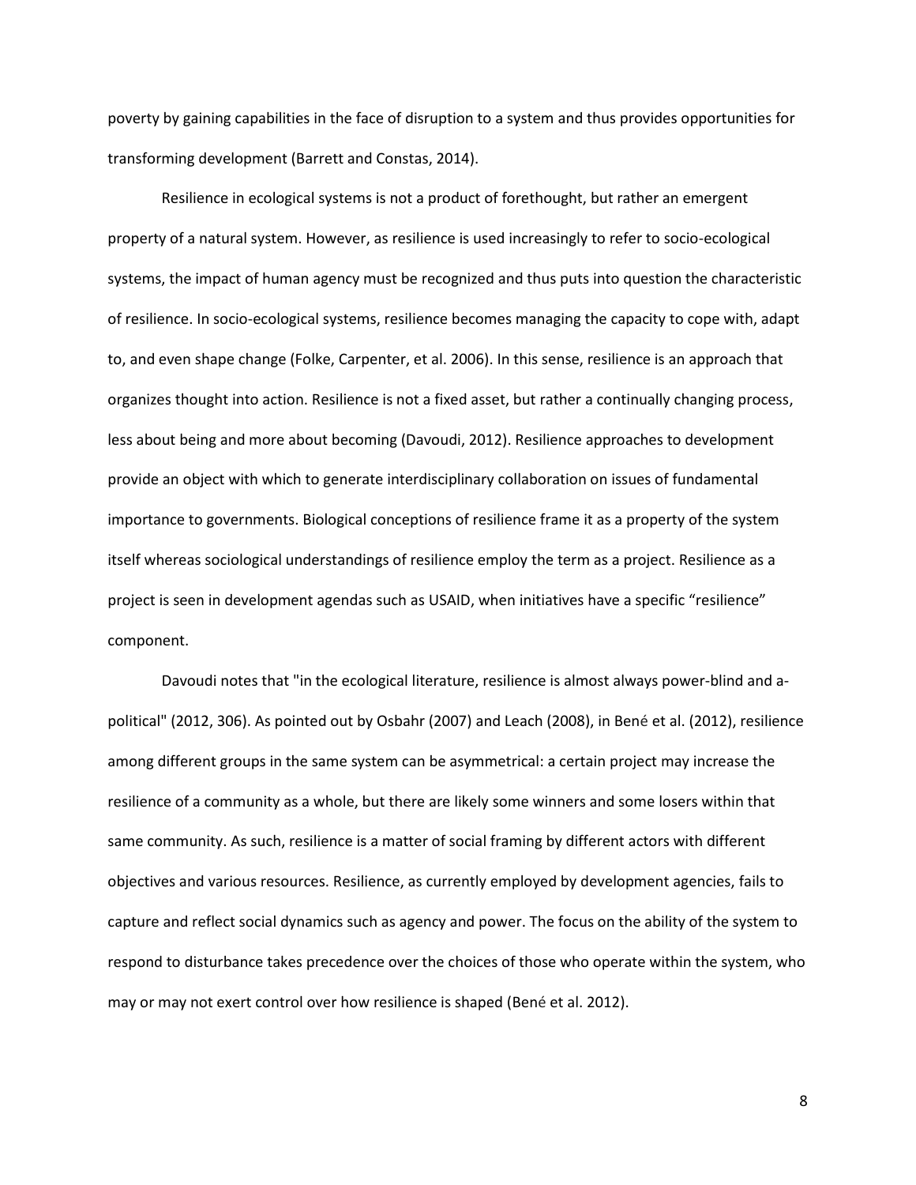poverty by gaining capabilities in the face of disruption to a system and thus provides opportunities for transforming development (Barrett and Constas, 2014).

Resilience in ecological systems is not a product of forethought, but rather an emergent property of a natural system. However, as resilience is used increasingly to refer to socio-ecological systems, the impact of human agency must be recognized and thus puts into question the characteristic of resilience. In socio-ecological systems, resilience becomes managing the capacity to cope with, adapt to, and even shape change (Folke, Carpenter, et al. 2006). In this sense, resilience is an approach that organizes thought into action. Resilience is not a fixed asset, but rather a continually changing process, less about being and more about becoming (Davoudi, 2012). Resilience approaches to development provide an object with which to generate interdisciplinary collaboration on issues of fundamental importance to governments. Biological conceptions of resilience frame it as a property of the system itself whereas sociological understandings of resilience employ the term as a project. Resilience as a project is seen in development agendas such as USAID, when initiatives have a specific "resilience" component.

Davoudi notes that "in the ecological literature, resilience is almost always power-blind and a-political" (2012, 306). As pointed out by Osbahr (2007) and Leach (2008), in Bené et al. (2012), resilience among different groups in the same system can be asymmetrical: a certain project may increase the resilience of a community as a whole, but there are likely some winners and some losers within that same community. As such, resilience is a matter of social framing by different actors with different objectives and various resources. Resilience, as currently employed by development agencies, fails to capture and reflect social dynamics such as agency and power. The focus on the ability of the system to respond to disturbance takes precedence over the choices of those who operate within the system, who may or may not exert control over how resilience is shaped (Bené et al. 2012).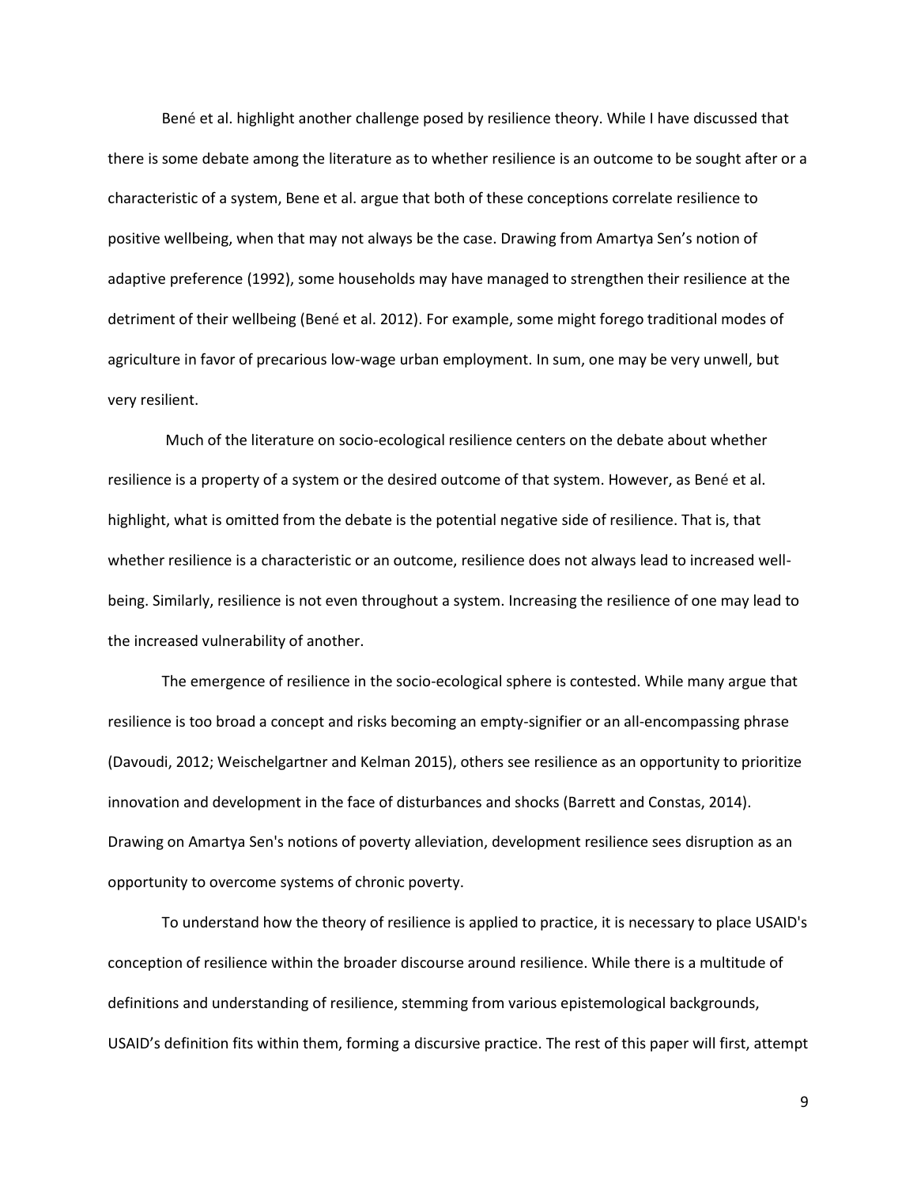Bené et al. highlight another challenge posed by resilience theory. While I have discussed that there is some debate among the literature as to whether resilience is an outcome to be sought after or a characteristic of a system, Bene et al. argue that both of these conceptions correlate resilience to positive wellbeing, when that may not always be the case. Drawing from Amartya Sen's notion of adaptive preference (1992), some households may have managed to strengthen their resilience at the detriment of their wellbeing (Bené et al. 2012). For example, some might forego traditional modes of agriculture in favor of precarious low-wage urban employment. In sum, one may be very unwell, but very resilient.

Much of the literature on socio-ecological resilience centers on the debate about whether resilience is a property of a system or the desired outcome of that system. However, as Bené et al. highlight, what is omitted from the debate is the potential negative side of resilience. That is, that whether resilience is a characteristic or an outcome, resilience does not always lead to increased well-being. Similarly, resilience is not even throughout a system. Increasing the resilience of one may lead to the increased vulnerability of another.

The emergence of resilience in the socio-ecological sphere is contested. While many argue that resilience is too broad a concept and risks becoming an empty-signifier or an all-encompassing phrase (Davoudi, 2012; Weischelgartner and Kelman 2015), others see resilience as an opportunity to prioritize innovation and development in the face of disturbances and shocks (Barrett and Constas, 2014). Drawing on Amartya Sen's notions of poverty alleviation, development resilience sees disruption as an opportunity to overcome systems of chronic poverty.

To understand how the theory of resilience is applied to practice, it is necessary to place USAID's conception of resilience within the broader discourse around resilience. While there is a multitude of definitions and understanding of resilience, stemming from various epistemological backgrounds, USAID's definition fits within them, forming a discursive practice. The rest of this paper will first, attempt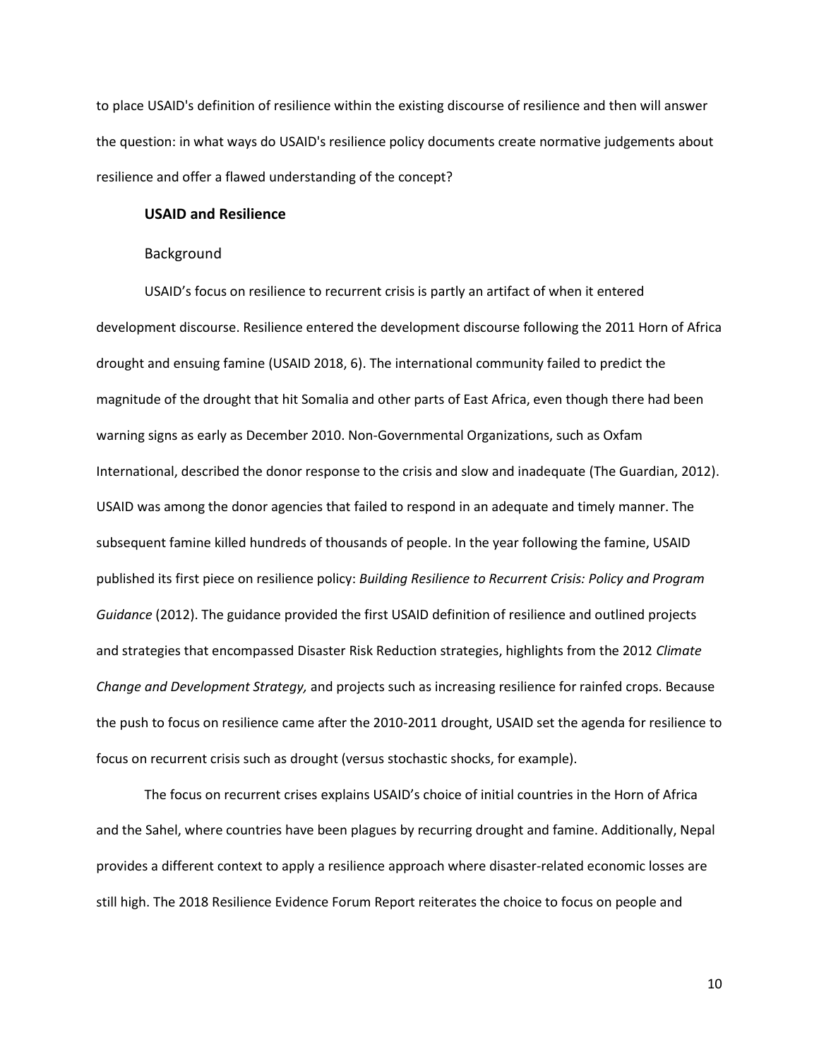to place USAID's definition of resilience within the existing discourse of resilience and then will answer the question: in what ways do USAID's resilience policy documents create normative judgements about resilience and offer a flawed understanding of the concept?

## USAID and Resilience

### Background

USAID's focus on resilience to recurrent crisis is partly an artifact of when it entered development discourse. Resilience entered the development discourse following the 2011 Horn of Africa drought and ensuing famine (USAID 2018, 6). The international community failed to predict the magnitude of the drought that hit Somalia and other parts of East Africa, even though there had been warning signs as early as December 2010. Non-Governmental Organizations, such as Oxfam International, described the donor response to the crisis and slow and inadequate (The Guardian, 2012). USAID was among the donor agencies that failed to respond in an adequate and timely manner. The subsequent famine killed hundreds of thousands of people. In the year following the famine, USAID published its first piece on resilience policy: *Building Resilience to Recurrent Crisis: Policy and Program Guidance* (2012). The guidance provided the first USAID definition of resilience and outlined projects and strategies that encompassed Disaster Risk Reduction strategies, highlights from the 2012 *Climate Change and Development Strategy,* and projects such as increasing resilience for rainfed crops. Because the push to focus on resilience came after the 2010-2011 drought, USAID set the agenda for resilience to focus on recurrent crisis such as drought (versus stochastic shocks, for example).

The focus on recurrent crises explains USAID's choice of initial countries in the Horn of Africa and the Sahel, where countries have been plagues by recurring drought and famine. Additionally, Nepal provides a different context to apply a resilience approach where disaster-related economic losses are still high. The 2018 Resilience Evidence Forum Report reiterates the choice to focus on people and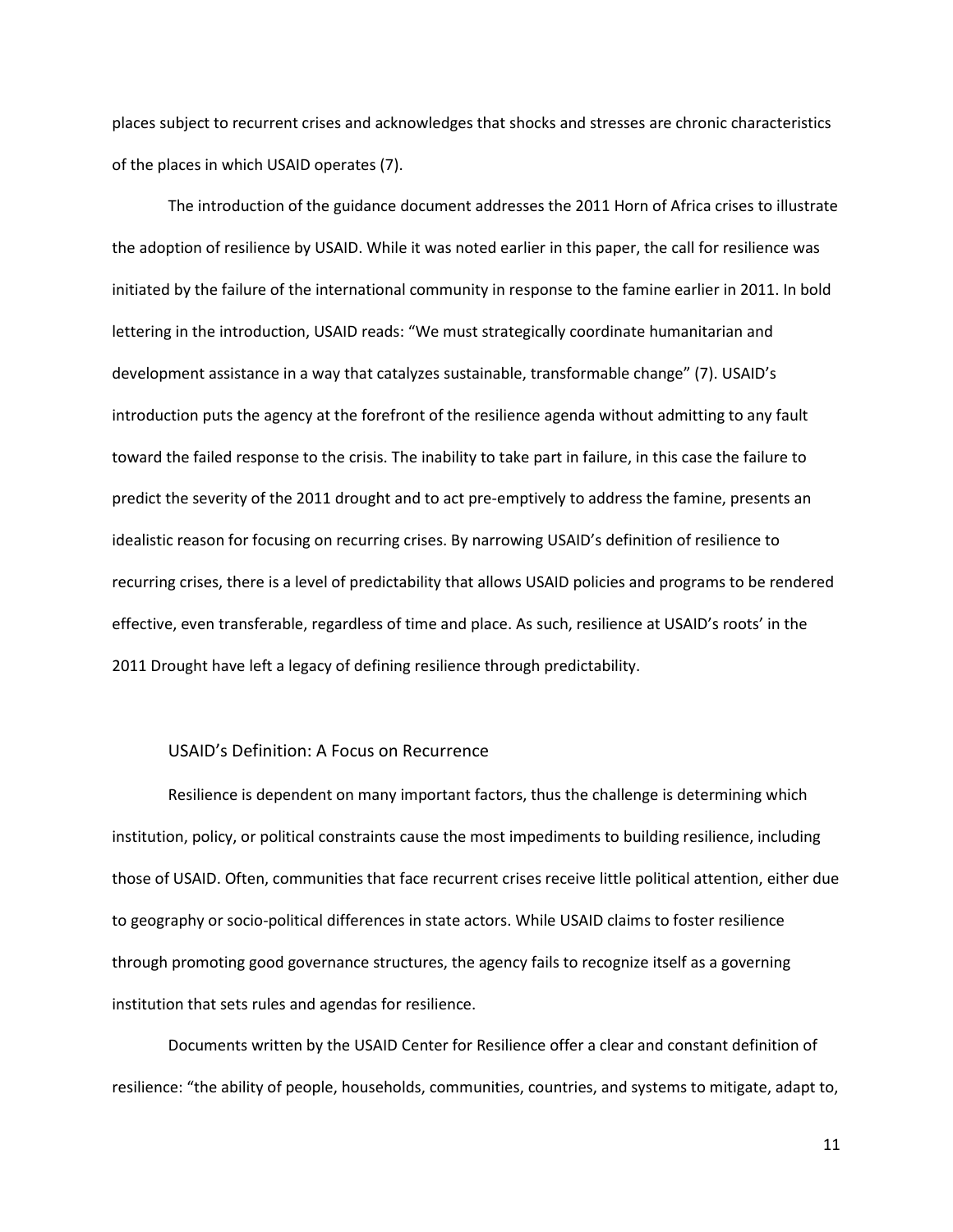places subject to recurrent crises and acknowledges that shocks and stresses are chronic characteristics of the places in which USAID operates (7).

The introduction of the guidance document addresses the 2011 Horn of Africa crises to illustrate the adoption of resilience by USAID. While it was noted earlier in this paper, the call for resilience was initiated by the failure of the international community in response to the famine earlier in 2011. In bold lettering in the introduction, USAID reads: "We must strategically coordinate humanitarian and development assistance in a way that catalyzes sustainable, transformable change" (7). USAID's introduction puts the agency at the forefront of the resilience agenda without admitting to any fault toward the failed response to the crisis. The inability to take part in failure, in this case the failure to predict the severity of the 2011 drought and to act pre-emptively to address the famine, presents an idealistic reason for focusing on recurring crises. By narrowing USAID's definition of resilience to recurring crises, there is a level of predictability that allows USAID policies and programs to be rendered effective, even transferable, regardless of time and place. As such, resilience at USAID's roots' in the 2011 Drought have left a legacy of defining resilience through predictability.

## USAID's Definition: A Focus on Recurrence

Resilience is dependent on many important factors, thus the challenge is determining which institution, policy, or political constraints cause the most impediments to building resilience, including those of USAID. Often, communities that face recurrent crises receive little political attention, either due to geography or socio-political differences in state actors. While USAID claims to foster resilience through promoting good governance structures, the agency fails to recognize itself as a governing institution that sets rules and agendas for resilience.

Documents written by the USAID Center for Resilience offer a clear and constant definition of resilience: "the ability of people, households, communities, countries, and systems to mitigate, adapt to,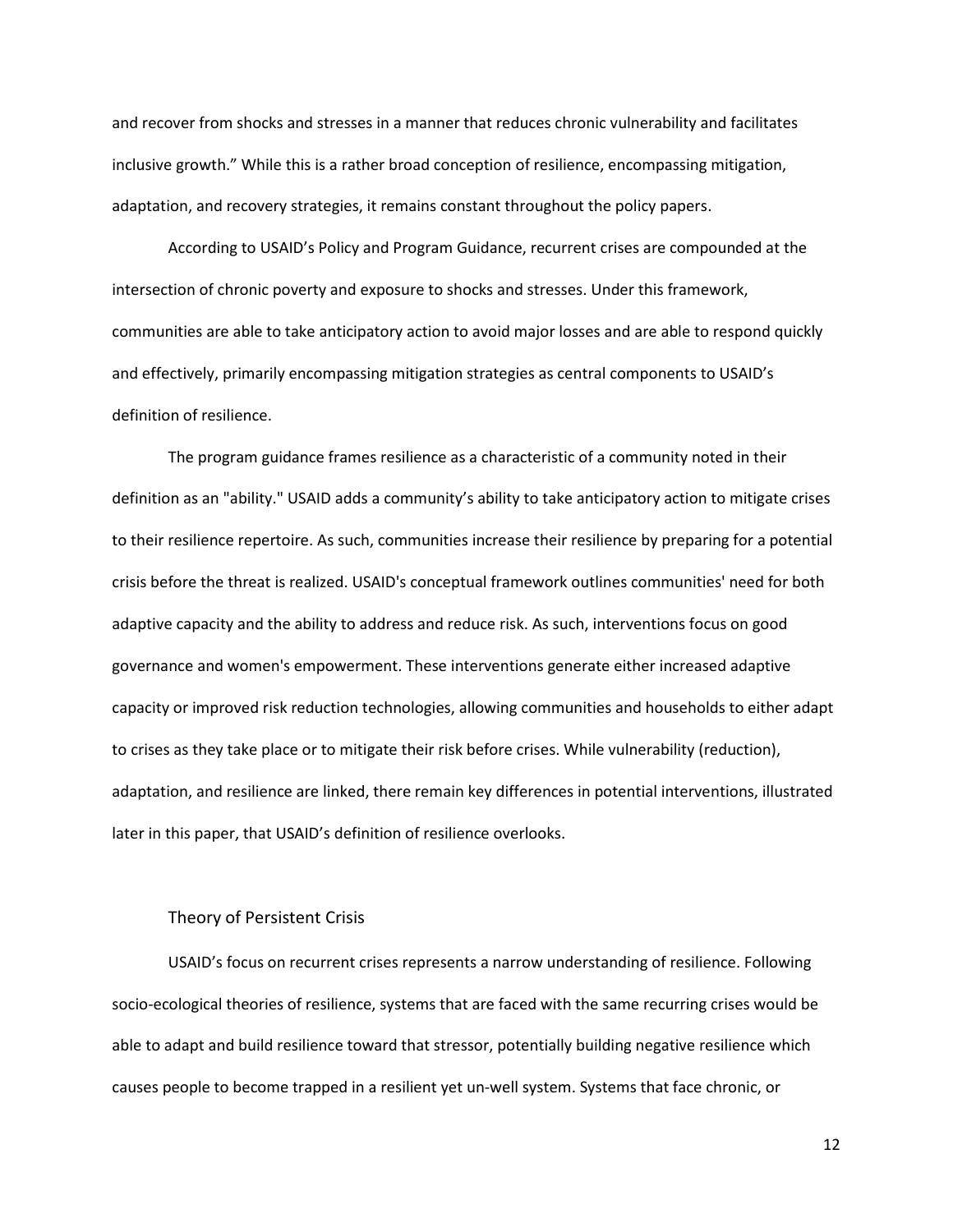and recover from shocks and stresses in a manner that reduces chronic vulnerability and facilitates inclusive growth." While this is a rather broad conception of resilience, encompassing mitigation, adaptation, and recovery strategies, it remains constant throughout the policy papers.

According to USAID's Policy and Program Guidance, recurrent crises are compounded at the intersection of chronic poverty and exposure to shocks and stresses. Under this framework, communities are able to take anticipatory action to avoid major losses and are able to respond quickly and effectively, primarily encompassing mitigation strategies as central components to USAID's definition of resilience.

The program guidance frames resilience as a characteristic of a community noted in their definition as an "ability." USAID adds a community's ability to take anticipatory action to mitigate crises to their resilience repertoire. As such, communities increase their resilience by preparing for a potential crisis before the threat is realized. USAID's conceptual framework outlines communities' need for both adaptive capacity and the ability to address and reduce risk. As such, interventions focus on good governance and women's empowerment. These interventions generate either increased adaptive capacity or improved risk reduction technologies, allowing communities and households to either adapt to crises as they take place or to mitigate their risk before crises. While vulnerability (reduction), adaptation, and resilience are linked, there remain key differences in potential interventions, illustrated later in this paper, that USAID's definition of resilience overlooks.

### Theory of Persistent Crisis

USAID's focus on recurrent crises represents a narrow understanding of resilience. Following socio-ecological theories of resilience, systems that are faced with the same recurring crises would be able to adapt and build resilience toward that stressor, potentially building negative resilience which causes people to become trapped in a resilient yet un-well system. Systems that face chronic, or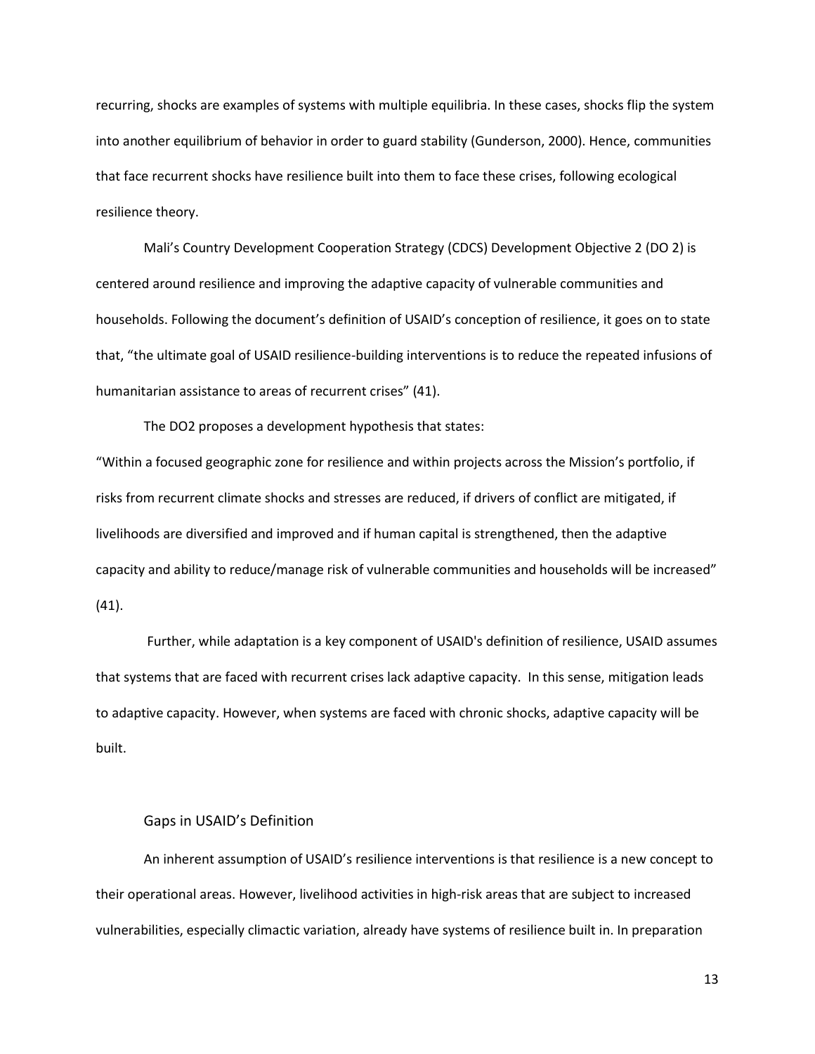recurring, shocks are examples of systems with multiple equilibria. In these cases, shocks flip the system into another equilibrium of behavior in order to guard stability (Gunderson, 2000). Hence, communities that face recurrent shocks have resilience built into them to face these crises, following ecological resilience theory.

Mali's Country Development Cooperation Strategy (CDCS) Development Objective 2 (DO 2) is centered around resilience and improving the adaptive capacity of vulnerable communities and households. Following the document's definition of USAID's conception of resilience, it goes on to state that, "the ultimate goal of USAID resilience-building interventions is to reduce the repeated infusions of humanitarian assistance to areas of recurrent crises" (41).

The DO2 proposes a development hypothesis that states:

"Within a focused geographic zone for resilience and within projects across the Mission's portfolio, if risks from recurrent climate shocks and stresses are reduced, if drivers of conflict are mitigated, if livelihoods are diversified and improved and if human capital is strengthened, then the adaptive capacity and ability to reduce/manage risk of vulnerable communities and households will be increased" (41).

Further, while adaptation is a key component of USAID's definition of resilience, USAID assumes that systems that are faced with recurrent crises lack adaptive capacity. In this sense, mitigation leads to adaptive capacity. However, when systems are faced with chronic shocks, adaptive capacity will be built.

## Gaps in USAID's Definition

An inherent assumption of USAID's resilience interventions is that resilience is a new concept to their operational areas. However, livelihood activities in high-risk areas that are subject to increased vulnerabilities, especially climactic variation, already have systems of resilience built in. In preparation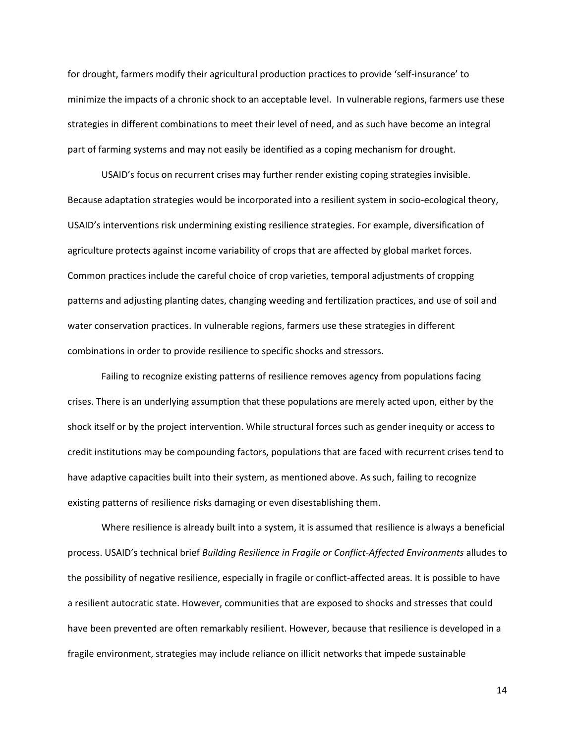for drought, farmers modify their agricultural production practices to provide 'self-insurance' to minimize the impacts of a chronic shock to an acceptable level. In vulnerable regions, farmers use these strategies in different combinations to meet their level of need, and as such have become an integral part of farming systems and may not easily be identified as a coping mechanism for drought.

USAID's focus on recurrent crises may further render existing coping strategies invisible. Because adaptation strategies would be incorporated into a resilient system in socio-ecological theory, USAID's interventions risk undermining existing resilience strategies. For example, diversification of agriculture protects against income variability of crops that are affected by global market forces. Common practices include the careful choice of crop varieties, temporal adjustments of cropping patterns and adjusting planting dates, changing weeding and fertilization practices, and use of soil and water conservation practices. In vulnerable regions, farmers use these strategies in different combinations in order to provide resilience to specific shocks and stressors.

Failing to recognize existing patterns of resilience removes agency from populations facing crises. There is an underlying assumption that these populations are merely acted upon, either by the shock itself or by the project intervention. While structural forces such as gender inequity or access to credit institutions may be compounding factors, populations that are faced with recurrent crises tend to have adaptive capacities built into their system, as mentioned above. As such, failing to recognize existing patterns of resilience risks damaging or even disestablishing them.

Where resilience is already built into a system, it is assumed that resilience is always a beneficial process. USAID's technical brief *Building Resilience in Fragile or Conflict-Affected Environments* alludes to the possibility of negative resilience, especially in fragile or conflict-affected areas. It is possible to have a resilient autocratic state. However, communities that are exposed to shocks and stresses that could have been prevented are often remarkably resilient. However, because that resilience is developed in a fragile environment, strategies may include reliance on illicit networks that impede sustainable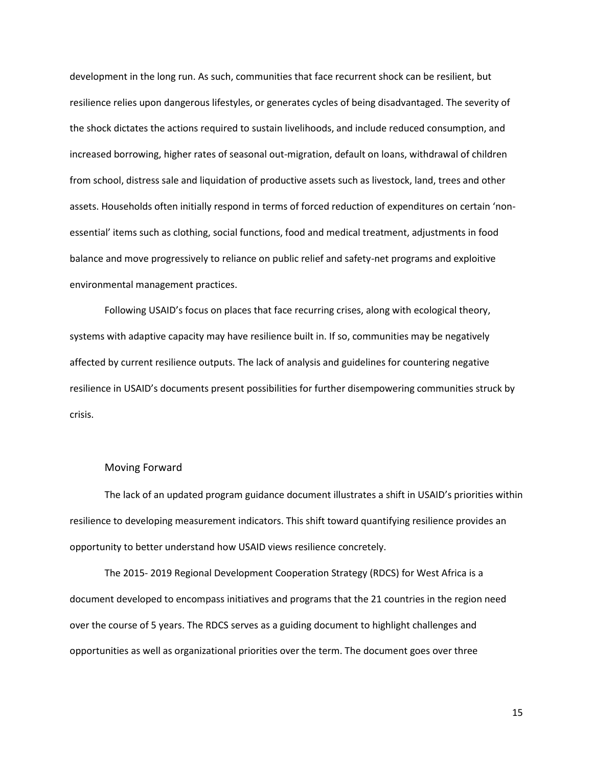development in the long run. As such, communities that face recurrent shock can be resilient, but resilience relies upon dangerous lifestyles, or generates cycles of being disadvantaged. The severity of the shock dictates the actions required to sustain livelihoods, and include reduced consumption, and increased borrowing, higher rates of seasonal out-migration, default on loans, withdrawal of children from school, distress sale and liquidation of productive assets such as livestock, land, trees and other assets. Households often initially respond in terms of forced reduction of expenditures on certain 'non-essential' items such as clothing, social functions, food and medical treatment, adjustments in food balance and move progressively to reliance on public relief and safety-net programs and exploitive environmental management practices.

Following USAID's focus on places that face recurring crises, along with ecological theory, systems with adaptive capacity may have resilience built in. If so, communities may be negatively affected by current resilience outputs. The lack of analysis and guidelines for countering negative resilience in USAID's documents present possibilities for further disempowering communities struck by crisis.

## Moving Forward

The lack of an updated program guidance document illustrates a shift in USAID's priorities within resilience to developing measurement indicators. This shift toward quantifying resilience provides an opportunity to better understand how USAID views resilience concretely.

The 2015- 2019 Regional Development Cooperation Strategy (RDCS) for West Africa is a document developed to encompass initiatives and programs that the 21 countries in the region need over the course of 5 years. The RDCS serves as a guiding document to highlight challenges and opportunities as well as organizational priorities over the term. The document goes over three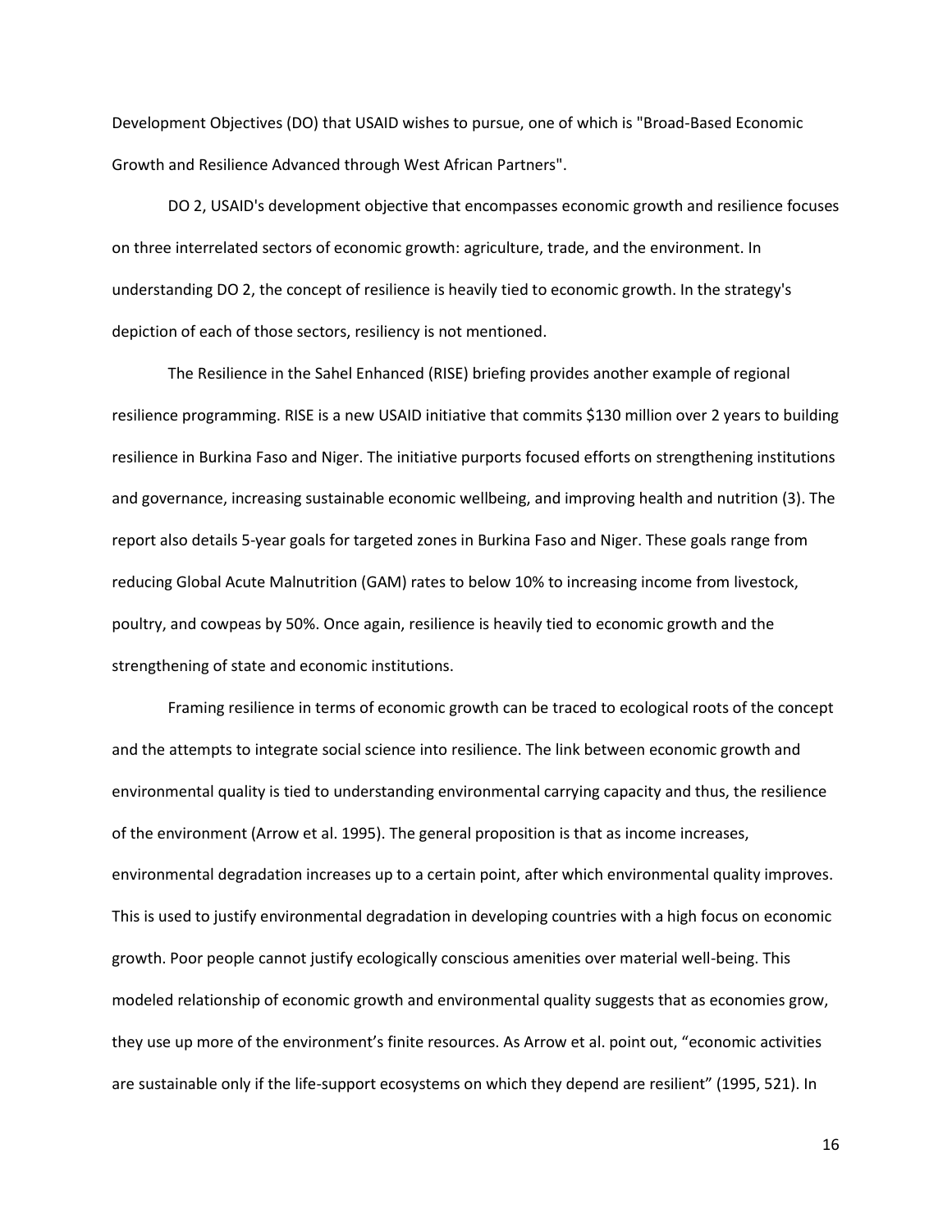Development Objectives (DO) that USAID wishes to pursue, one of which is "Broad-Based Economic Growth and Resilience Advanced through West African Partners".

DO 2, USAID's development objective that encompasses economic growth and resilience focuses on three interrelated sectors of economic growth: agriculture, trade, and the environment. In understanding DO 2, the concept of resilience is heavily tied to economic growth. In the strategy's depiction of each of those sectors, resiliency is not mentioned.

The Resilience in the Sahel Enhanced (RISE) briefing provides another example of regional resilience programming. RISE is a new USAID initiative that commits $130 million over 2 years to building resilience in Burkina Faso and Niger. The initiative purports focused efforts on strengthening institutions and governance, increasing sustainable economic wellbeing, and improving health and nutrition (3). The report also details 5-year goals for targeted zones in Burkina Faso and Niger. These goals range from reducing Global Acute Malnutrition (GAM) rates to below 10% to increasing income from livestock, poultry, and cowpeas by 50%. Once again, resilience is heavily tied to economic growth and the strengthening of state and economic institutions.

Framing resilience in terms of economic growth can be traced to ecological roots of the concept and the attempts to integrate social science into resilience. The link between economic growth and environmental quality is tied to understanding environmental carrying capacity and thus, the resilience of the environment (Arrow et al. 1995). The general proposition is that as income increases, environmental degradation increases up to a certain point, after which environmental quality improves. This is used to justify environmental degradation in developing countries with a high focus on economic growth. Poor people cannot justify ecologically conscious amenities over material well-being. This modeled relationship of economic growth and environmental quality suggests that as economies grow, they use up more of the environment's finite resources. As Arrow et al. point out, "economic activities are sustainable only if the life-support ecosystems on which they depend are resilient" (1995, 521). In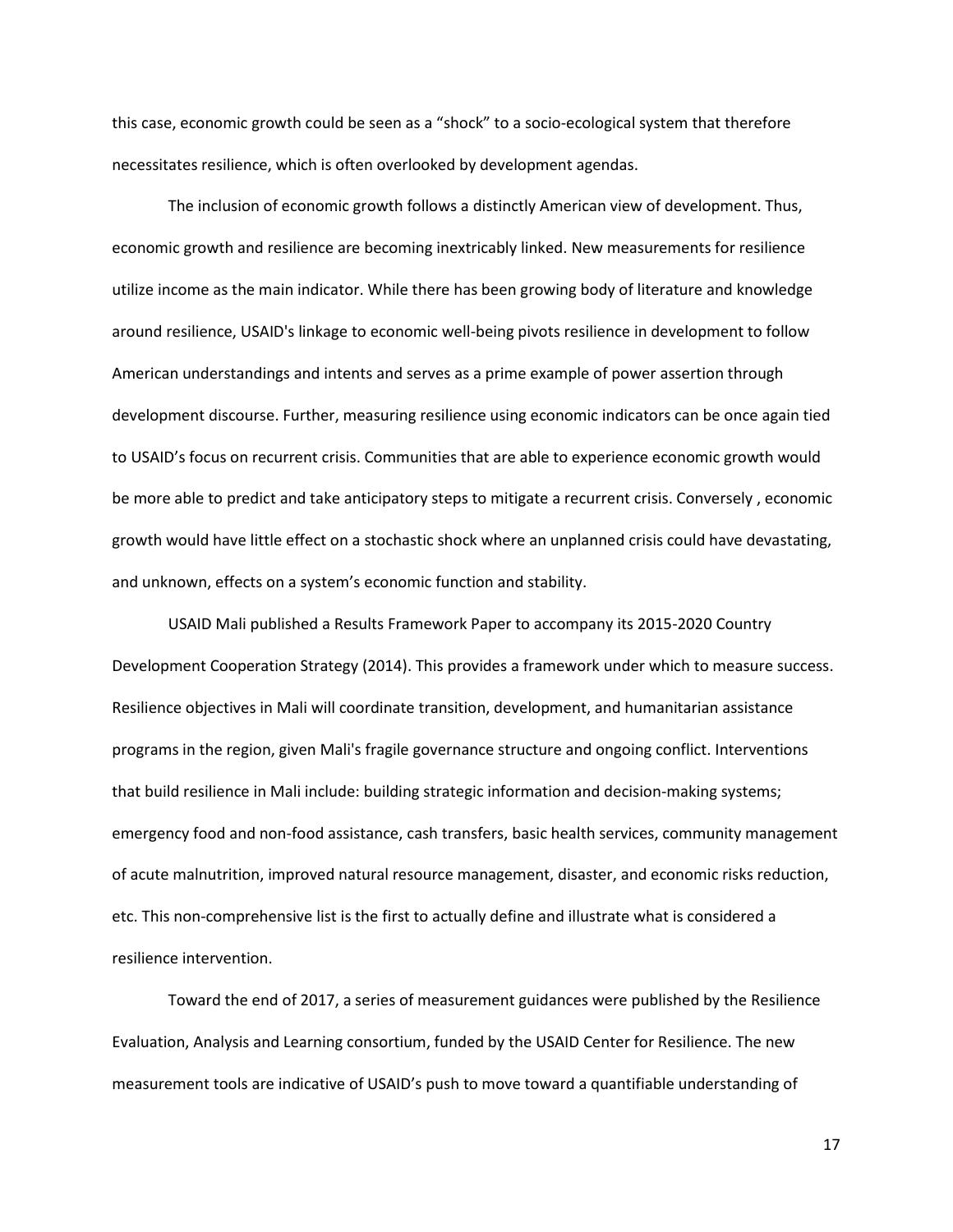this case, economic growth could be seen as a "shock" to a socio-ecological system that therefore necessitates resilience, which is often overlooked by development agendas.

The inclusion of economic growth follows a distinctly American view of development. Thus, economic growth and resilience are becoming inextricably linked. New measurements for resilience utilize income as the main indicator. While there has been growing body of literature and knowledge around resilience, USAID's linkage to economic well-being pivots resilience in development to follow American understandings and intents and serves as a prime example of power assertion through development discourse. Further, measuring resilience using economic indicators can be once again tied to USAID's focus on recurrent crisis. Communities that are able to experience economic growth would be more able to predict and take anticipatory steps to mitigate a recurrent crisis. Conversely , economic growth would have little effect on a stochastic shock where an unplanned crisis could have devastating, and unknown, effects on a system's economic function and stability.

USAID Mali published a Results Framework Paper to accompany its 2015-2020 Country Development Cooperation Strategy (2014). This provides a framework under which to measure success. Resilience objectives in Mali will coordinate transition, development, and humanitarian assistance programs in the region, given Mali's fragile governance structure and ongoing conflict. Interventions that build resilience in Mali include: building strategic information and decision-making systems; emergency food and non-food assistance, cash transfers, basic health services, community management of acute malnutrition, improved natural resource management, disaster, and economic risks reduction, etc. This non-comprehensive list is the first to actually define and illustrate what is considered a resilience intervention.

Toward the end of 2017, a series of measurement guidances were published by the Resilience Evaluation, Analysis and Learning consortium, funded by the USAID Center for Resilience. The new measurement tools are indicative of USAID's push to move toward a quantifiable understanding of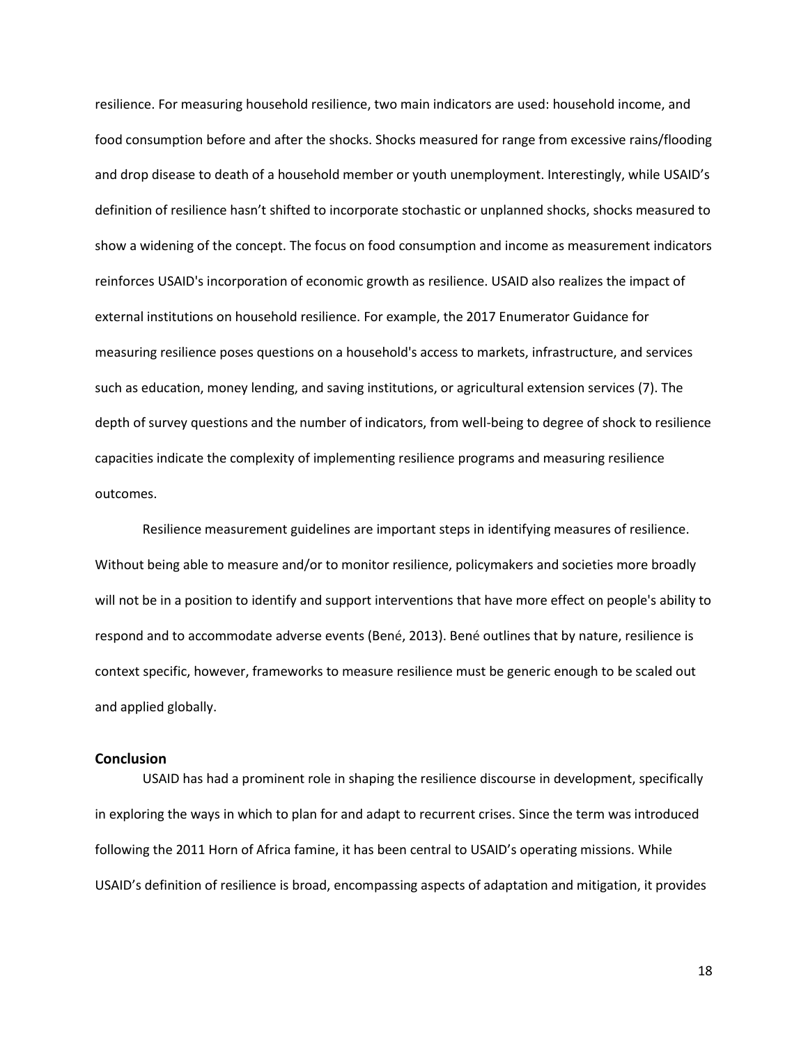resilience. For measuring household resilience, two main indicators are used: household income, and food consumption before and after the shocks. Shocks measured for range from excessive rains/flooding and drop disease to death of a household member or youth unemployment. Interestingly, while USAID's definition of resilience hasn't shifted to incorporate stochastic or unplanned shocks, shocks measured to show a widening of the concept. The focus on food consumption and income as measurement indicators reinforces USAID's incorporation of economic growth as resilience. USAID also realizes the impact of external institutions on household resilience. For example, the 2017 Enumerator Guidance for measuring resilience poses questions on a household's access to markets, infrastructure, and services such as education, money lending, and saving institutions, or agricultural extension services (7). The depth of survey questions and the number of indicators, from well-being to degree of shock to resilience capacities indicate the complexity of implementing resilience programs and measuring resilience outcomes.

Resilience measurement guidelines are important steps in identifying measures of resilience. Without being able to measure and/or to monitor resilience, policymakers and societies more broadly will not be in a position to identify and support interventions that have more effect on people's ability to respond and to accommodate adverse events (Bené, 2013). Bené outlines that by nature, resilience is context specific, however, frameworks to measure resilience must be generic enough to be scaled out and applied globally.

## Conclusion

USAID has had a prominent role in shaping the resilience discourse in development, specifically in exploring the ways in which to plan for and adapt to recurrent crises. Since the term was introduced following the 2011 Horn of Africa famine, it has been central to USAID's operating missions. While USAID's definition of resilience is broad, encompassing aspects of adaptation and mitigation, it provides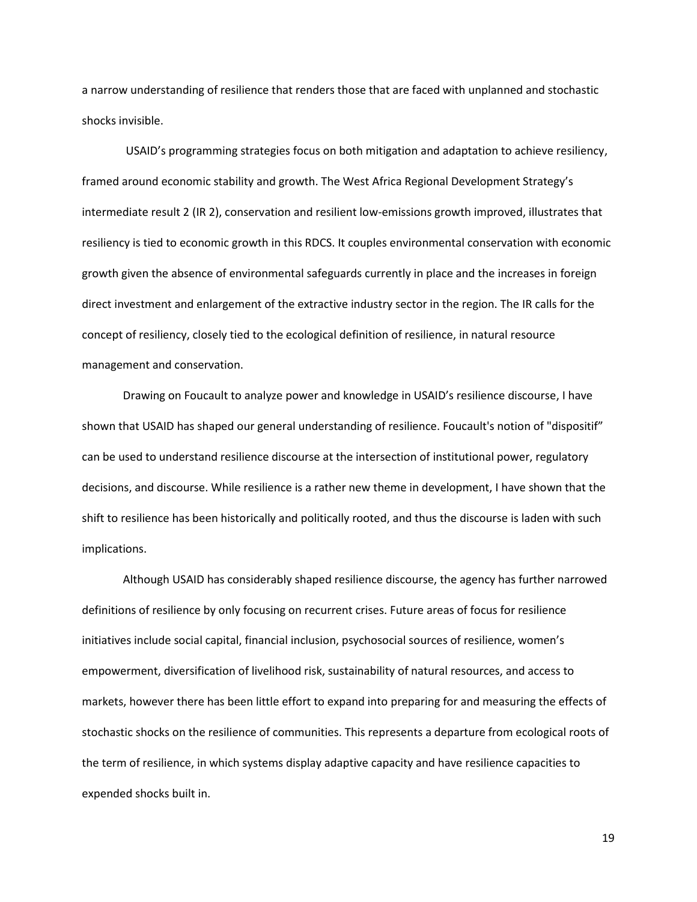a narrow understanding of resilience that renders those that are faced with unplanned and stochastic shocks invisible.

USAID's programming strategies focus on both mitigation and adaptation to achieve resiliency, framed around economic stability and growth. The West Africa Regional Development Strategy's intermediate result 2 (IR 2), conservation and resilient low-emissions growth improved, illustrates that resiliency is tied to economic growth in this RDCS. It couples environmental conservation with economic growth given the absence of environmental safeguards currently in place and the increases in foreign direct investment and enlargement of the extractive industry sector in the region. The IR calls for the concept of resiliency, closely tied to the ecological definition of resilience, in natural resource management and conservation.

Drawing on Foucault to analyze power and knowledge in USAID's resilience discourse, I have shown that USAID has shaped our general understanding of resilience. Foucault's notion of "dispositif" can be used to understand resilience discourse at the intersection of institutional power, regulatory decisions, and discourse. While resilience is a rather new theme in development, I have shown that the shift to resilience has been historically and politically rooted, and thus the discourse is laden with such implications.

Although USAID has considerably shaped resilience discourse, the agency has further narrowed definitions of resilience by only focusing on recurrent crises. Future areas of focus for resilience initiatives include social capital, financial inclusion, psychosocial sources of resilience, women's empowerment, diversification of livelihood risk, sustainability of natural resources, and access to markets, however there has been little effort to expand into preparing for and measuring the effects of stochastic shocks on the resilience of communities. This represents a departure from ecological roots of the term of resilience, in which systems display adaptive capacity and have resilience capacities to expended shocks built in.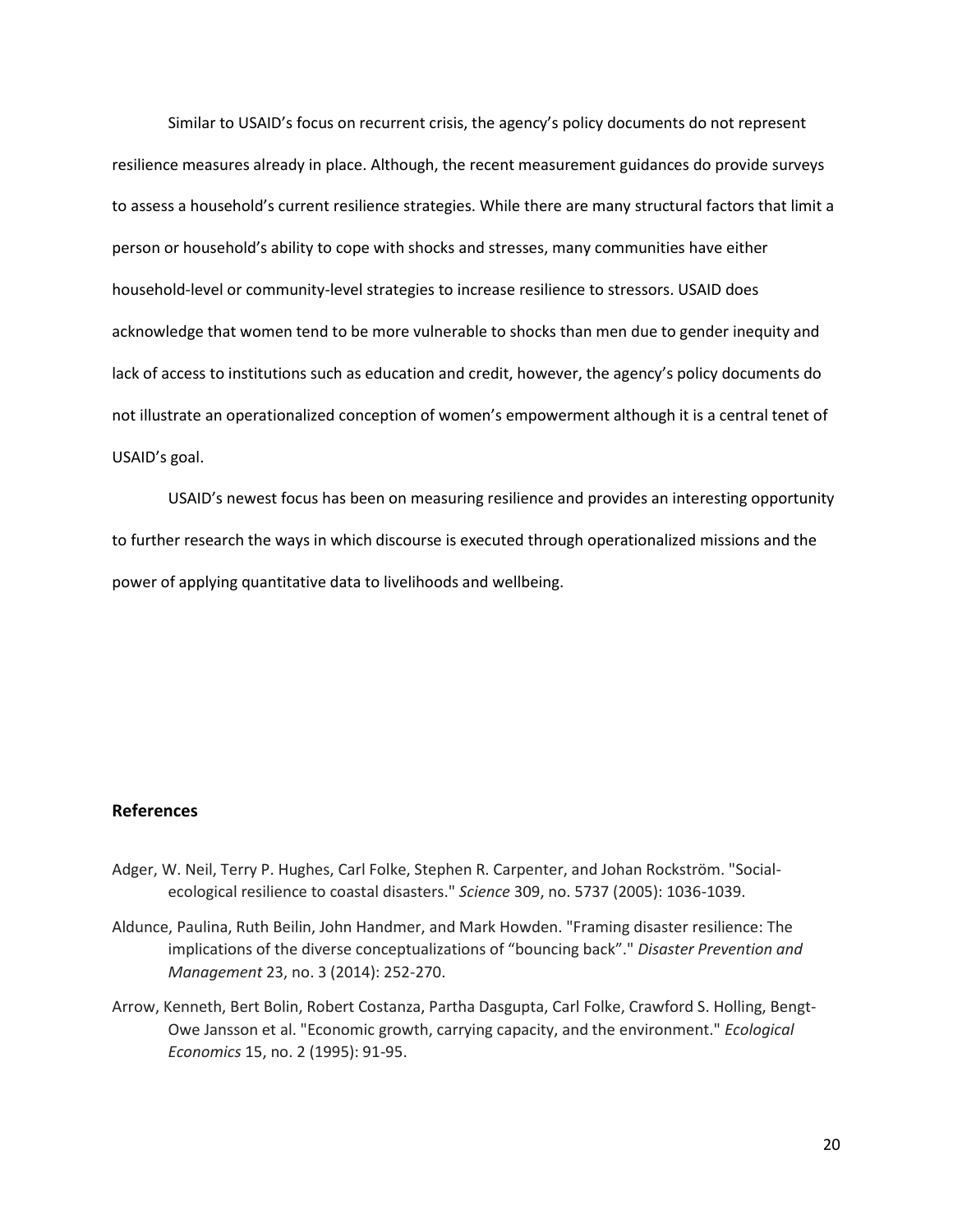Similar to USAID's focus on recurrent crisis, the agency's policy documents do not represent resilience measures already in place. Although, the recent measurement guidances do provide surveys to assess a household's current resilience strategies. While there are many structural factors that limit a person or household's ability to cope with shocks and stresses, many communities have either household-level or community-level strategies to increase resilience to stressors. USAID does acknowledge that women tend to be more vulnerable to shocks than men due to gender inequity and lack of access to institutions such as education and credit, however, the agency's policy documents do not illustrate an operationalized conception of women's empowerment although it is a central tenet of USAID's goal.

USAID's newest focus has been on measuring resilience and provides an interesting opportunity to further research the ways in which discourse is executed through operationalized missions and the power of applying quantitative data to livelihoods and wellbeing.

## References

Adger, W. Neil, Terry P. Hughes, Carl Folke, Stephen R. Carpenter, and Johan Rockström. "Social-ecological resilience to coastal disasters." *Science* 309, no. 5737 (2005): 1036-1039.

Aldunce, Paulina, Ruth Beilin, John Handmer, and Mark Howden. "Framing disaster resilience: The implications of the diverse conceptualizations of "bouncing back"." *Disaster Prevention and Management* 23, no. 3 (2014): 252-270.

Arrow, Kenneth, Bert Bolin, Robert Costanza, Partha Dasgupta, Carl Folke, Crawford S. Holling, Bengt-Owe Jansson et al. "Economic growth, carrying capacity, and the environment." *Ecological Economics* 15, no. 2 (1995): 91-95.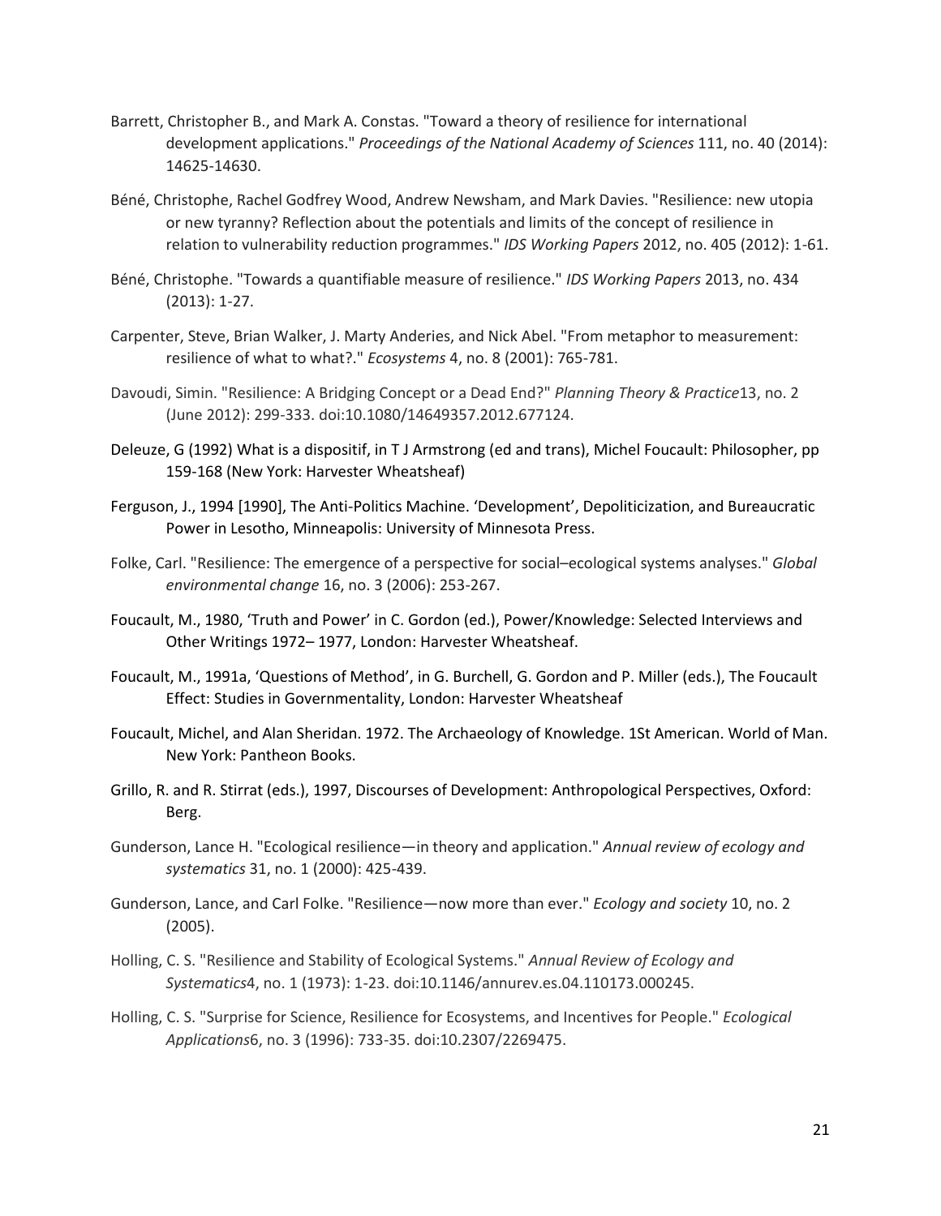Barrett, Christopher B., and Mark A. Constas. "Toward a theory of resilience for international development applications." *Proceedings of the National Academy of Sciences* 111, no. 40 (2014): 14625-14630.

Béné, Christophe, Rachel Godfrey Wood, Andrew Newsham, and Mark Davies. "Resilience: new utopia or new tyranny? Reflection about the potentials and limits of the concept of resilience in relation to vulnerability reduction programmes." *IDS Working Papers* 2012, no. 405 (2012): 1-61.

Béné, Christophe. "Towards a quantifiable measure of resilience." *IDS Working Papers* 2013, no. 434 (2013): 1-27.

Carpenter, Steve, Brian Walker, J. Marty Anderies, and Nick Abel. "From metaphor to measurement: resilience of what to what?." *Ecosystems* 4, no. 8 (2001): 765-781.

Davoudi, Simin. "Resilience: A Bridging Concept or a Dead End?" *Planning Theory & Practice*13, no. 2 (June 2012): 299-333. doi:10.1080/14649357.2012.677124.

Deleuze, G (1992) What is a dispositif, in T J Armstrong (ed and trans), Michel Foucault: Philosopher, pp 159-168 (New York: Harvester Wheatsheaf)

Ferguson, J., 1994 [1990], The Anti-Politics Machine. 'Development', Depoliticization, and Bureaucratic Power in Lesotho, Minneapolis: University of Minnesota Press.

Folke, Carl. "Resilience: The emergence of a perspective for social–ecological systems analyses." *Global environmental change* 16, no. 3 (2006): 253-267.

Foucault, M., 1980, 'Truth and Power' in C. Gordon (ed.), Power/Knowledge: Selected Interviews and Other Writings 1972– 1977, London: Harvester Wheatsheaf.

Foucault, M., 1991a, 'Questions of Method', in G. Burchell, G. Gordon and P. Miller (eds.), The Foucault Effect: Studies in Governmentality, London: Harvester Wheatsheaf

Foucault, Michel, and Alan Sheridan. 1972. The Archaeology of Knowledge. 1St American. World of Man. New York: Pantheon Books.

Grillo, R. and R. Stirrat (eds.), 1997, Discourses of Development: Anthropological Perspectives, Oxford: Berg.

Gunderson, Lance H. "Ecological resilience—in theory and application." *Annual review of ecology and systematics* 31, no. 1 (2000): 425-439.

Gunderson, Lance, and Carl Folke. "Resilience—now more than ever." *Ecology and society* 10, no. 2 (2005).

Holling, C. S. "Resilience and Stability of Ecological Systems." *Annual Review of Ecology and Systematics*4, no. 1 (1973): 1-23. doi:10.1146/annurev.es.04.110173.000245.

Holling, C. S. "Surprise for Science, Resilience for Ecosystems, and Incentives for People." *Ecological Applications*6, no. 3 (1996): 733-35. doi:10.2307/2269475.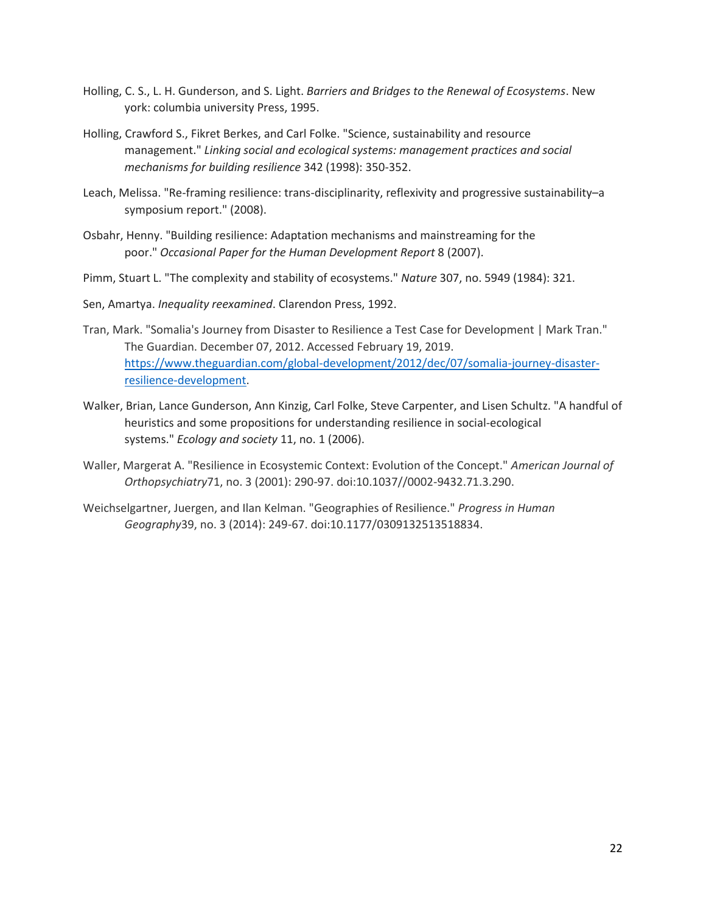Holling, C. S., L. H. Gunderson, and S. Light. *Barriers and Bridges to the Renewal of Ecosystems*. New york: columbia university Press, 1995.

Holling, Crawford S., Fikret Berkes, and Carl Folke. "Science, sustainability and resource management." *Linking social and ecological systems: management practices and social mechanisms for building resilience* 342 (1998): 350-352.

Leach, Melissa. "Re-framing resilience: trans-disciplinarity, reflexivity and progressive sustainability–a symposium report." (2008).

Osbahr, Henny. "Building resilience: Adaptation mechanisms and mainstreaming for the poor." *Occasional Paper for the Human Development Report* 8 (2007).

Pimm, Stuart L. "The complexity and stability of ecosystems." *Nature* 307, no. 5949 (1984): 321.

Sen, Amartya. *Inequality reexamined*. Clarendon Press, 1992.

Tran, Mark. "Somalia's Journey from Disaster to Resilience a Test Case for Development | Mark Tran." The Guardian. December 07, 2012. Accessed February 19, 2019. https://www.theguardian.com/global-development/2012/dec/07/somalia-journey-disaster-resilience-development.

Walker, Brian, Lance Gunderson, Ann Kinzig, Carl Folke, Steve Carpenter, and Lisen Schultz. "A handful of heuristics and some propositions for understanding resilience in social-ecological systems." *Ecology and society* 11, no. 1 (2006).

Waller, Margerat A. "Resilience in Ecosystemic Context: Evolution of the Concept." *American Journal of Orthopsychiatry*71, no. 3 (2001): 290-97. doi:10.1037//0002-9432.71.3.290.

Weichselgartner, Juergen, and Ilan Kelman. "Geographies of Resilience." *Progress in Human Geography*39, no. 3 (2014): 249-67. doi:10.1177/0309132513518834.